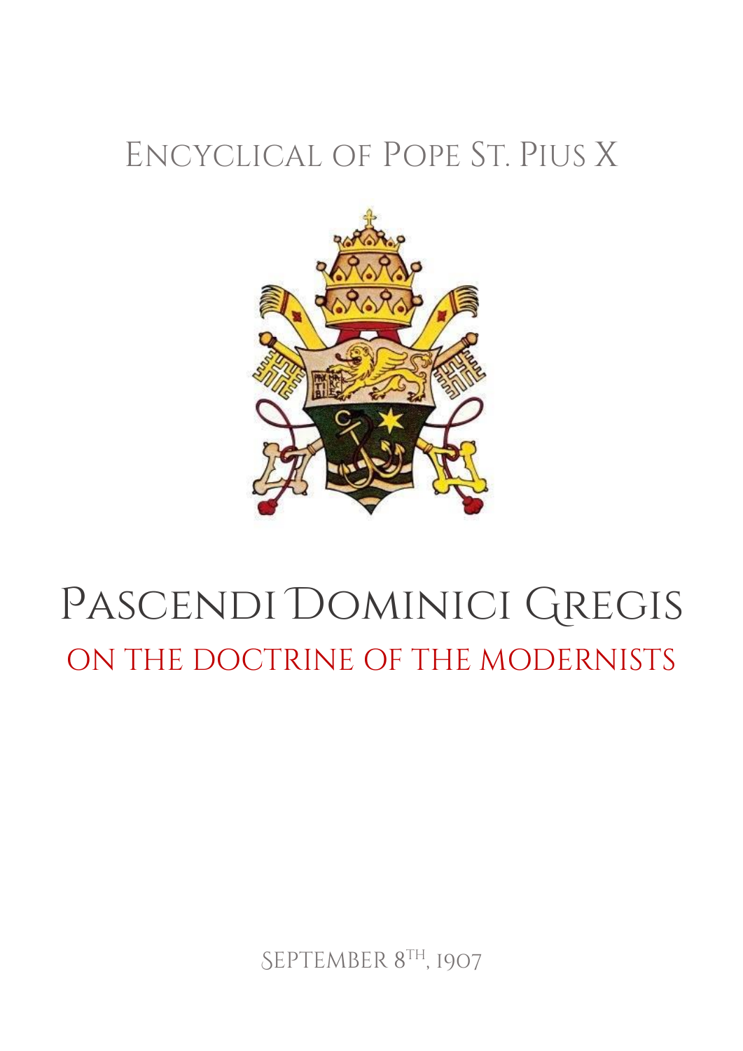Encyclical of Pope St. Pius X

# Pascendi Dominici Gregis

## On the Doctrine of the Modernists

September 8th, 1907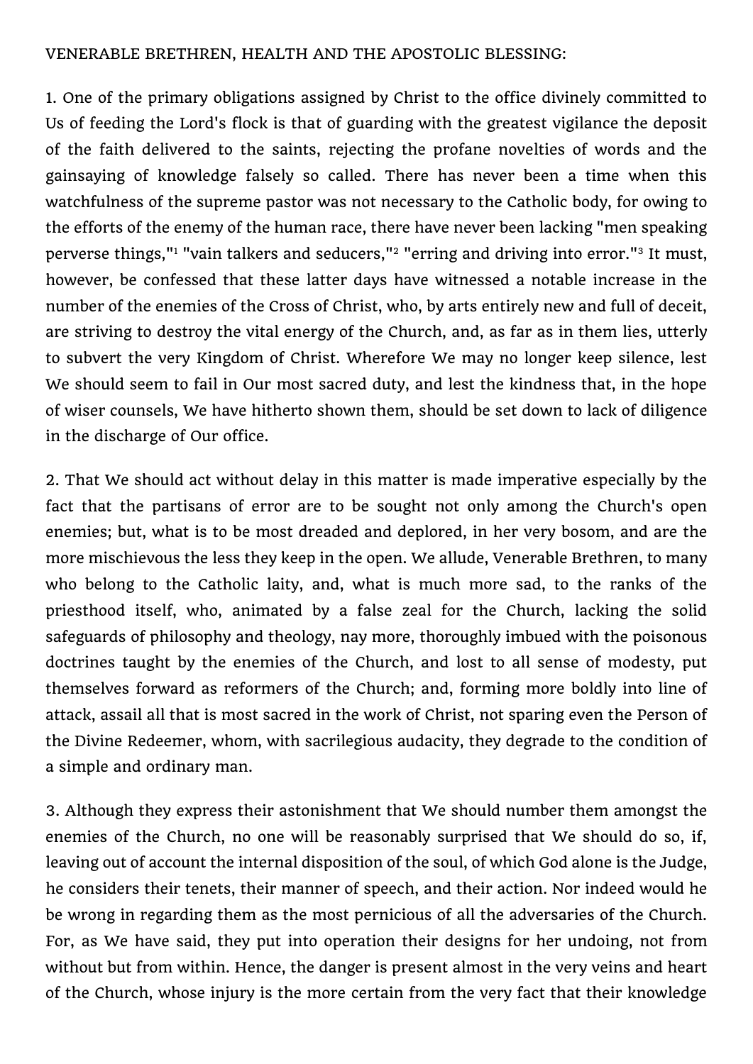VENERABLE BRETHREN, HEALTH AND THE APOSTOLIC BLESSING:

1. One of the primary obligations assigned by Christ to the office divinely committed to Us of feeding the Lord's flock is that of guarding with the greatest vigilance the deposit of the faith delivered to the saints, rejecting the profane novelties of words and the gainsaying of knowledge falsely so called. There has never been a time when this watchfulness of the supreme pastor was not necessary to the Catholic body, for owing to the efforts of the enemy of the human race, there have never been lacking "men speaking perverse things,"[1] "vain talkers and seducers,"[2] "erring and driving into error."[3] It must, however, be confessed that these latter days have witnessed a notable increase in the number of the enemies of the Cross of Christ, who, by arts entirely new and full of deceit, are striving to destroy the vital energy of the Church, and, as far as in them lies, utterly to subvert the very Kingdom of Christ. Wherefore We may no longer keep silence, lest We should seem to fail in Our most sacred duty, and lest the kindness that, in the hope of wiser counsels, We have hitherto shown them, should be set down to lack of diligence in the discharge of Our office.

2. That We should act without delay in this matter is made imperative especially by the fact that the partisans of error are to be sought not only among the Church's open enemies; but, what is to be most dreaded and deplored, in her very bosom, and are the more mischievous the less they keep in the open. We allude, Venerable Brethren, to many who belong to the Catholic laity, and, what is much more sad, to the ranks of the priesthood itself, who, animated by a false zeal for the Church, lacking the solid safeguards of philosophy and theology, nay more, thoroughly imbued with the poisonous doctrines taught by the enemies of the Church, and lost to all sense of modesty, put themselves forward as reformers of the Church; and, forming more boldly into line of attack, assail all that is most sacred in the work of Christ, not sparing even the Person of the Divine Redeemer, whom, with sacrilegious audacity, they degrade to the condition of a simple and ordinary man.

3. Although they express their astonishment that We should number them amongst the enemies of the Church, no one will be reasonably surprised that We should do so, if, leaving out of account the internal disposition of the soul, of which God alone is the Judge, he considers their tenets, their manner of speech, and their action. Nor indeed would he be wrong in regarding them as the most pernicious of all the adversaries of the Church. For, as We have said, they put into operation their designs for her undoing, not from without but from within. Hence, the danger is present almost in the very veins and heart of the Church, whose injury is the more certain from the very fact that their knowledge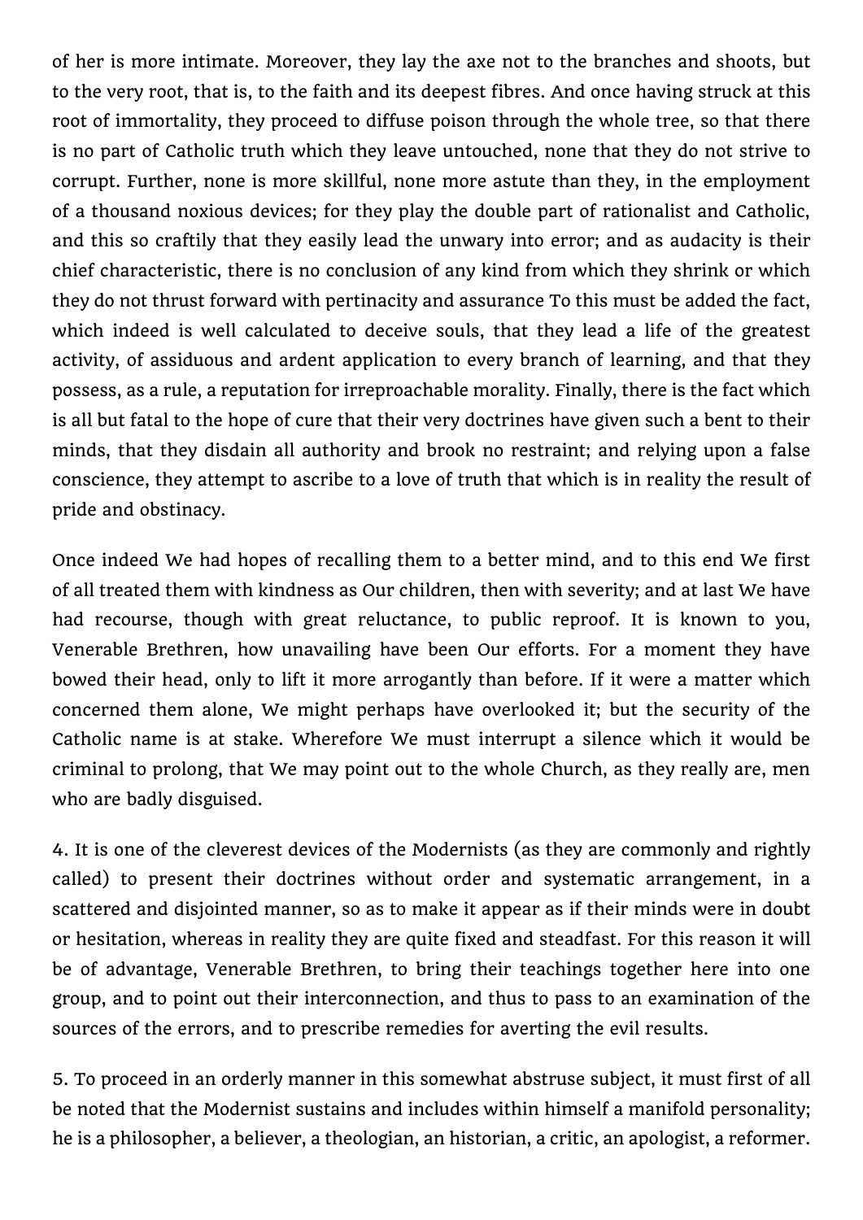of her is more intimate. Moreover, they lay the axe not to the branches and shoots, but to the very root, that is, to the faith and its deepest fibres. And once having struck at this root of immortality, they proceed to diffuse poison through the whole tree, so that there is no part of Catholic truth which they leave untouched, none that they do not strive to corrupt. Further, none is more skillful, none more astute than they, in the employment of a thousand noxious devices; for they play the double part of rationalist and Catholic, and this so craftily that they easily lead the unwary into error; and as audacity is their chief characteristic, there is no conclusion of any kind from which they shrink or which they do not thrust forward with pertinacity and assurance To this must be added the fact, which indeed is well calculated to deceive souls, that they lead a life of the greatest activity, of assiduous and ardent application to every branch of learning, and that they possess, as a rule, a reputation for irreproachable morality. Finally, there is the fact which is all but fatal to the hope of cure that their very doctrines have given such a bent to their minds, that they disdain all authority and brook no restraint; and relying upon a false conscience, they attempt to ascribe to a love of truth that which is in reality the result of pride and obstinacy.

Once indeed We had hopes of recalling them to a better mind, and to this end We first of all treated them with kindness as Our children, then with severity; and at last We have had recourse, though with great reluctance, to public reproof. It is known to you, Venerable Brethren, how unavailing have been Our efforts. For a moment they have bowed their head, only to lift it more arrogantly than before. If it were a matter which concerned them alone, We might perhaps have overlooked it; but the security of the Catholic name is at stake. Wherefore We must interrupt a silence which it would be criminal to prolong, that We may point out to the whole Church, as they really are, men who are badly disguised.

4. It is one of the cleverest devices of the Modernists (as they are commonly and rightly called) to present their doctrines without order and systematic arrangement, in a scattered and disjointed manner, so as to make it appear as if their minds were in doubt or hesitation, whereas in reality they are quite fixed and steadfast. For this reason it will be of advantage, Venerable Brethren, to bring their teachings together here into one group, and to point out their interconnection, and thus to pass to an examination of the sources of the errors, and to prescribe remedies for averting the evil results.

5. To proceed in an orderly manner in this somewhat abstruse subject, it must first of all be noted that the Modernist sustains and includes within himself a manifold personality; he is a philosopher, a believer, a theologian, an historian, a critic, an apologist, a reformer.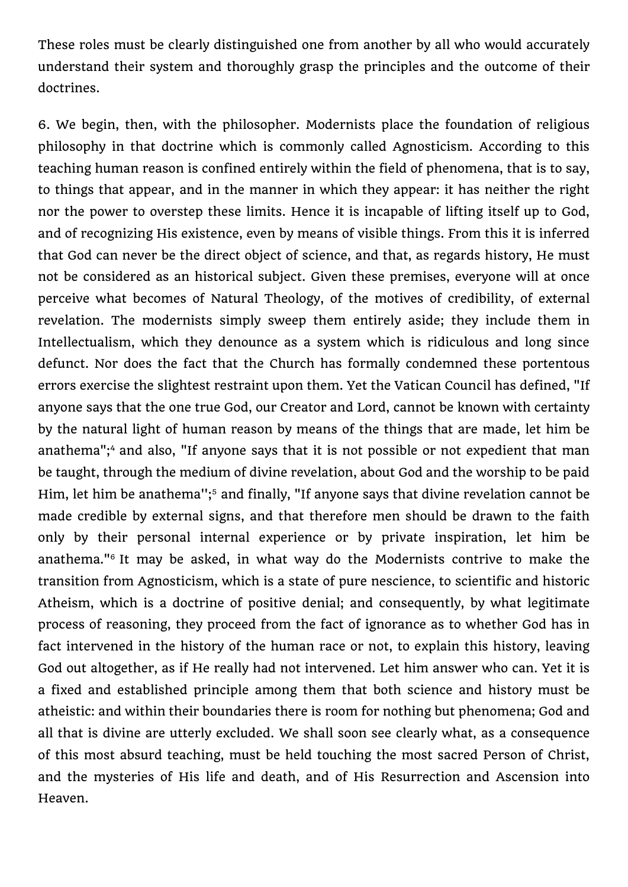These roles must be clearly distinguished one from another by all who would accurately understand their system and thoroughly grasp the principles and the outcome of their doctrines.

6. We begin, then, with the philosopher. Modernists place the foundation of religious philosophy in that doctrine which is commonly called Agnosticism. According to this teaching human reason is confined entirely within the field of phenomena, that is to say, to things that appear, and in the manner in which they appear: it has neither the right nor the power to overstep these limits. Hence it is incapable of lifting itself up to God, and of recognizing His existence, even by means of visible things. From this it is inferred that God can never be the direct object of science, and that, as regards history, He must not be considered as an historical subject. Given these premises, everyone will at once perceive what becomes of Natural Theology, of the motives of credibility, of external revelation. The modernists simply sweep them entirely aside; they include them in Intellectualism, which they denounce as a system which is ridiculous and long since defunct. Nor does the fact that the Church has formally condemned these portentous errors exercise the slightest restraint upon them. Yet the Vatican Council has defined, "If anyone says that the one true God, our Creator and Lord, cannot be known with certainty by the natural light of human reason by means of the things that are made, let him be anathema";[4] and also, "If anyone says that it is not possible or not expedient that man be taught, through the medium of divine revelation, about God and the worship to be paid Him, let him be anathema'';[5] and finally, "If anyone says that divine revelation cannot be made credible by external signs, and that therefore men should be drawn to the faith only by their personal internal experience or by private inspiration, let him be anathema."[6] It may be asked, in what way do the Modernists contrive to make the transition from Agnosticism, which is a state of pure nescience, to scientific and historic Atheism, which is a doctrine of positive denial; and consequently, by what legitimate process of reasoning, they proceed from the fact of ignorance as to whether God has in fact intervened in the history of the human race or not, to explain this history, leaving God out altogether, as if He really had not intervened. Let him answer who can. Yet it is a fixed and established principle among them that both science and history must be atheistic: and within their boundaries there is room for nothing but phenomena; God and all that is divine are utterly excluded. We shall soon see clearly what, as a consequence of this most absurd teaching, must be held touching the most sacred Person of Christ, and the mysteries of His life and death, and of His Resurrection and Ascension into Heaven.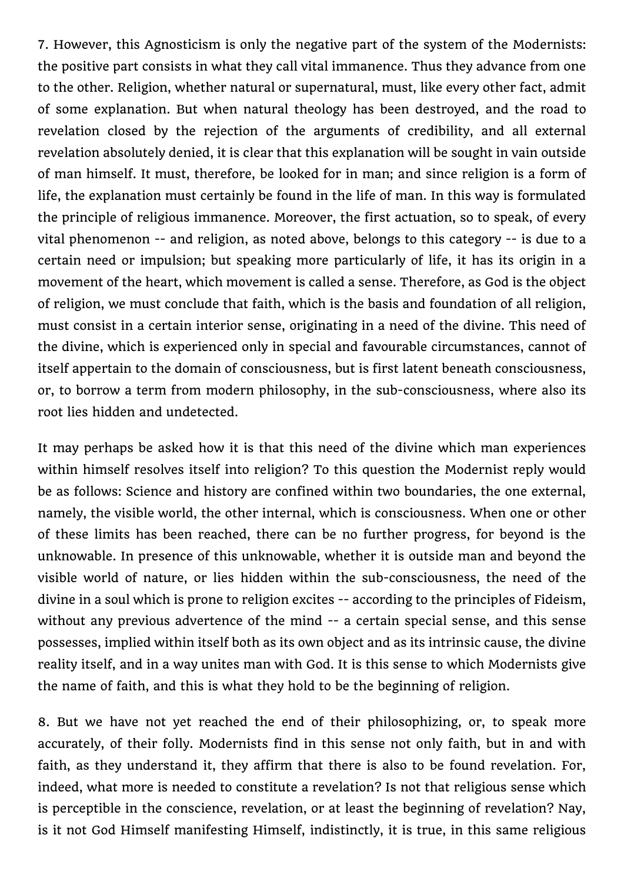7. However, this Agnosticism is only the negative part of the system of the Modernists: the positive part consists in what they call vital immanence. Thus they advance from one to the other. Religion, whether natural or supernatural, must, like every other fact, admit of some explanation. But when natural theology has been destroyed, and the road to revelation closed by the rejection of the arguments of credibility, and all external revelation absolutely denied, it is clear that this explanation will be sought in vain outside of man himself. It must, therefore, be looked for in man; and since religion is a form of life, the explanation must certainly be found in the life of man. In this way is formulated the principle of religious immanence. Moreover, the first actuation, so to speak, of every vital phenomenon -- and religion, as noted above, belongs to this category -- is due to a certain need or impulsion; but speaking more particularly of life, it has its origin in a movement of the heart, which movement is called a sense. Therefore, as God is the object of religion, we must conclude that faith, which is the basis and foundation of all religion, must consist in a certain interior sense, originating in a need of the divine. This need of the divine, which is experienced only in special and favourable circumstances, cannot of itself appertain to the domain of consciousness, but is first latent beneath consciousness, or, to borrow a term from modern philosophy, in the sub-consciousness, where also its root lies hidden and undetected.

It may perhaps be asked how it is that this need of the divine which man experiences within himself resolves itself into religion? To this question the Modernist reply would be as follows: Science and history are confined within two boundaries, the one external, namely, the visible world, the other internal, which is consciousness. When one or other of these limits has been reached, there can be no further progress, for beyond is the unknowable. In presence of this unknowable, whether it is outside man and beyond the visible world of nature, or lies hidden within the sub-consciousness, the need of the divine in a soul which is prone to religion excites -- according to the principles of Fideism, without any previous advertence of the mind -- a certain special sense, and this sense possesses, implied within itself both as its own object and as its intrinsic cause, the divine reality itself, and in a way unites man with God. It is this sense to which Modernists give the name of faith, and this is what they hold to be the beginning of religion.

8. But we have not yet reached the end of their philosophizing, or, to speak more accurately, of their folly. Modernists find in this sense not only faith, but in and with faith, as they understand it, they affirm that there is also to be found revelation. For, indeed, what more is needed to constitute a revelation? Is not that religious sense which is perceptible in the conscience, revelation, or at least the beginning of revelation? Nay, is it not God Himself manifesting Himself, indistinctly, it is true, in this same religious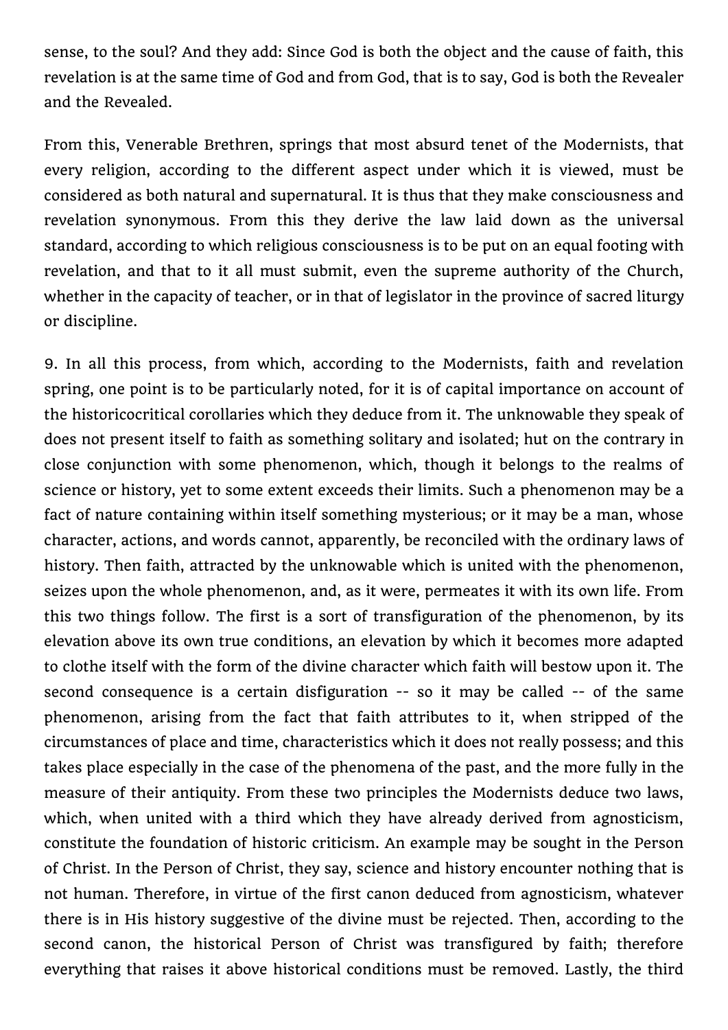sense, to the soul? And they add: Since God is both the object and the cause of faith, this revelation is at the same time of God and from God, that is to say, God is both the Revealer and the Revealed.

From this, Venerable Brethren, springs that most absurd tenet of the Modernists, that every religion, according to the different aspect under which it is viewed, must be considered as both natural and supernatural. It is thus that they make consciousness and revelation synonymous. From this they derive the law laid down as the universal standard, according to which religious consciousness is to be put on an equal footing with revelation, and that to it all must submit, even the supreme authority of the Church, whether in the capacity of teacher, or in that of legislator in the province of sacred liturgy or discipline.

9. In all this process, from which, according to the Modernists, faith and revelation spring, one point is to be particularly noted, for it is of capital importance on account of the historicocritical corollaries which they deduce from it. The unknowable they speak of does not present itself to faith as something solitary and isolated; hut on the contrary in close conjunction with some phenomenon, which, though it belongs to the realms of science or history, yet to some extent exceeds their limits. Such a phenomenon may be a fact of nature containing within itself something mysterious; or it may be a man, whose character, actions, and words cannot, apparently, be reconciled with the ordinary laws of history. Then faith, attracted by the unknowable which is united with the phenomenon, seizes upon the whole phenomenon, and, as it were, permeates it with its own life. From this two things follow. The first is a sort of transfiguration of the phenomenon, by its elevation above its own true conditions, an elevation by which it becomes more adapted to clothe itself with the form of the divine character which faith will bestow upon it. The second consequence is a certain disfiguration -- so it may be called -- of the same phenomenon, arising from the fact that faith attributes to it, when stripped of the circumstances of place and time, characteristics which it does not really possess; and this takes place especially in the case of the phenomena of the past, and the more fully in the measure of their antiquity. From these two principles the Modernists deduce two laws, which, when united with a third which they have already derived from agnosticism, constitute the foundation of historic criticism. An example may be sought in the Person of Christ. In the Person of Christ, they say, science and history encounter nothing that is not human. Therefore, in virtue of the first canon deduced from agnosticism, whatever there is in His history suggestive of the divine must be rejected. Then, according to the second canon, the historical Person of Christ was transfigured by faith; therefore everything that raises it above historical conditions must be removed. Lastly, the third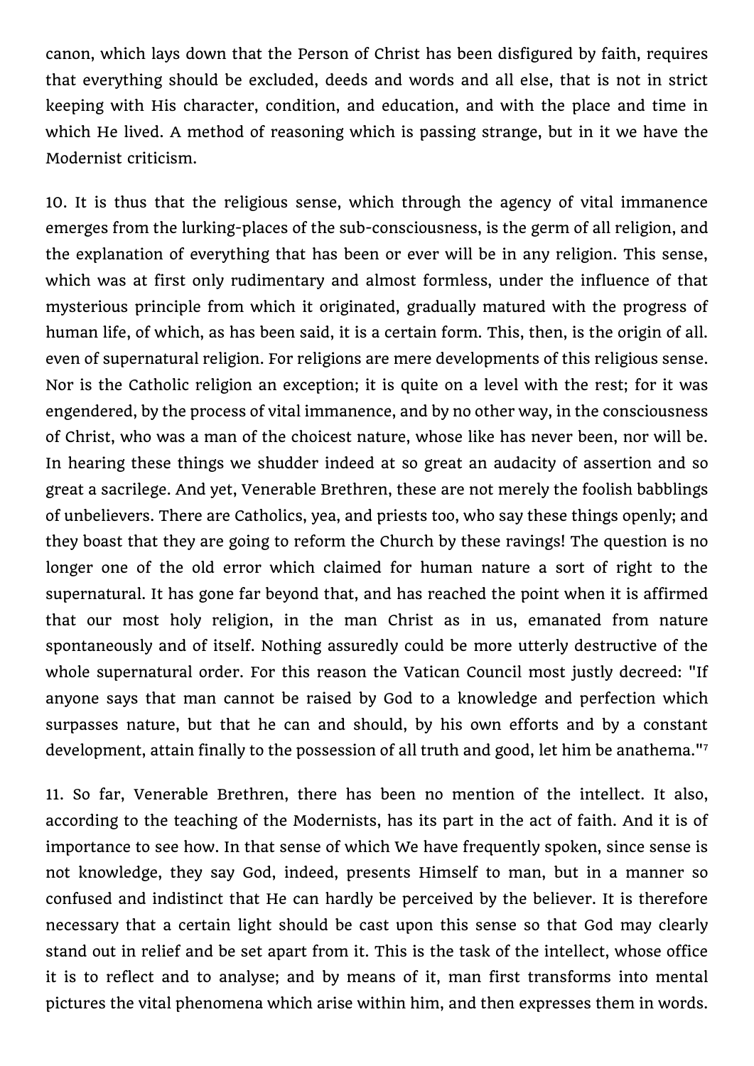canon, which lays down that the Person of Christ has been disfigured by faith, requires that everything should be excluded, deeds and words and all else, that is not in strict keeping with His character, condition, and education, and with the place and time in which He lived. A method of reasoning which is passing strange, but in it we have the Modernist criticism.

10. It is thus that the religious sense, which through the agency of vital immanence emerges from the lurking-places of the sub-consciousness, is the germ of all religion, and the explanation of everything that has been or ever will be in any religion. This sense, which was at first only rudimentary and almost formless, under the influence of that mysterious principle from which it originated, gradually matured with the progress of human life, of which, as has been said, it is a certain form. This, then, is the origin of all. even of supernatural religion. For religions are mere developments of this religious sense. Nor is the Catholic religion an exception; it is quite on a level with the rest; for it was engendered, by the process of vital immanence, and by no other way, in the consciousness of Christ, who was a man of the choicest nature, whose like has never been, nor will be. In hearing these things we shudder indeed at so great an audacity of assertion and so great a sacrilege. And yet, Venerable Brethren, these are not merely the foolish babblings of unbelievers. There are Catholics, yea, and priests too, who say these things openly; and they boast that they are going to reform the Church by these ravings! The question is no longer one of the old error which claimed for human nature a sort of right to the supernatural. It has gone far beyond that, and has reached the point when it is affirmed that our most holy religion, in the man Christ as in us, emanated from nature spontaneously and of itself. Nothing assuredly could be more utterly destructive of the whole supernatural order. For this reason the Vatican Council most justly decreed: "If anyone says that man cannot be raised by God to a knowledge and perfection which surpasses nature, but that he can and should, by his own efforts and by a constant development, attain finally to the possession of all truth and good, let him be anathema."[7]

11. So far, Venerable Brethren, there has been no mention of the intellect. It also, according to the teaching of the Modernists, has its part in the act of faith. And it is of importance to see how. In that sense of which We have frequently spoken, since sense is not knowledge, they say God, indeed, presents Himself to man, but in a manner so confused and indistinct that He can hardly be perceived by the believer. It is therefore necessary that a certain light should be cast upon this sense so that God may clearly stand out in relief and be set apart from it. This is the task of the intellect, whose office it is to reflect and to analyse; and by means of it, man first transforms into mental pictures the vital phenomena which arise within him, and then expresses them in words.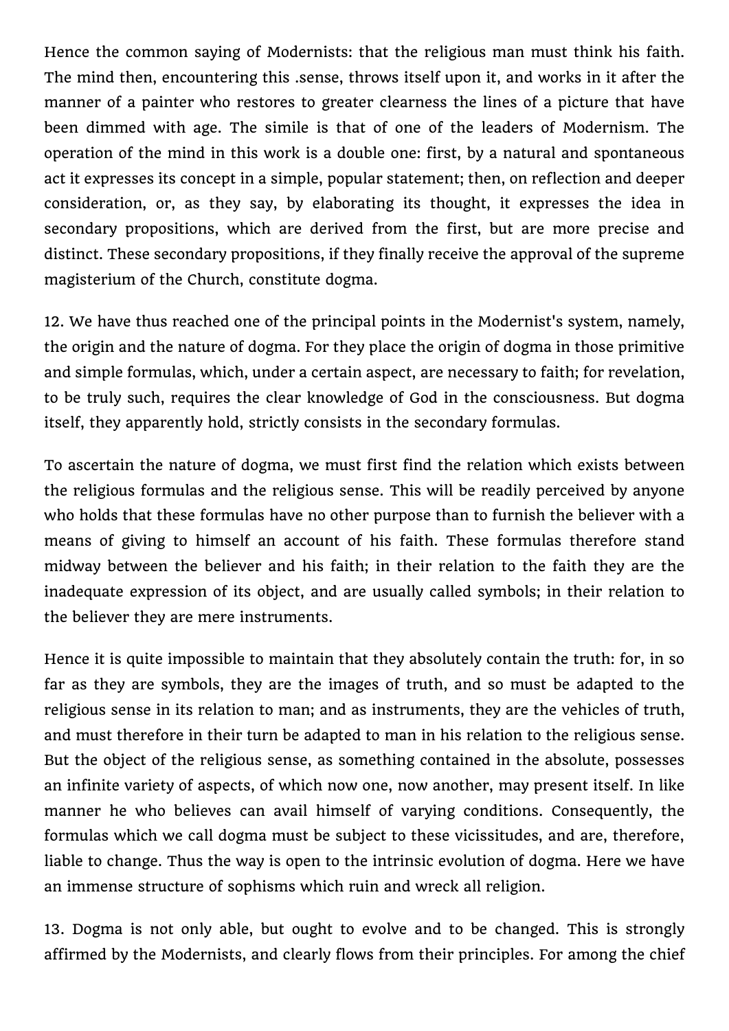Hence the common saying of Modernists: that the religious man must think his faith. The mind then, encountering this .sense, throws itself upon it, and works in it after the manner of a painter who restores to greater clearness the lines of a picture that have been dimmed with age. The simile is that of one of the leaders of Modernism. The operation of the mind in this work is a double one: first, by a natural and spontaneous act it expresses its concept in a simple, popular statement; then, on reflection and deeper consideration, or, as they say, by elaborating its thought, it expresses the idea in secondary propositions, which are derived from the first, but are more precise and distinct. These secondary propositions, if they finally receive the approval of the supreme magisterium of the Church, constitute dogma.

12. We have thus reached one of the principal points in the Modernist's system, namely, the origin and the nature of dogma. For they place the origin of dogma in those primitive and simple formulas, which, under a certain aspect, are necessary to faith; for revelation, to be truly such, requires the clear knowledge of God in the consciousness. But dogma itself, they apparently hold, strictly consists in the secondary formulas.

To ascertain the nature of dogma, we must first find the relation which exists between the religious formulas and the religious sense. This will be readily perceived by anyone who holds that these formulas have no other purpose than to furnish the believer with a means of giving to himself an account of his faith. These formulas therefore stand midway between the believer and his faith; in their relation to the faith they are the inadequate expression of its object, and are usually called symbols; in their relation to the believer they are mere instruments.

Hence it is quite impossible to maintain that they absolutely contain the truth: for, in so far as they are symbols, they are the images of truth, and so must be adapted to the religious sense in its relation to man; and as instruments, they are the vehicles of truth, and must therefore in their turn be adapted to man in his relation to the religious sense. But the object of the religious sense, as something contained in the absolute, possesses an infinite variety of aspects, of which now one, now another, may present itself. In like manner he who believes can avail himself of varying conditions. Consequently, the formulas which we call dogma must be subject to these vicissitudes, and are, therefore, liable to change. Thus the way is open to the intrinsic evolution of dogma. Here we have an immense structure of sophisms which ruin and wreck all religion.

13. Dogma is not only able, but ought to evolve and to be changed. This is strongly affirmed by the Modernists, and clearly flows from their principles. For among the chief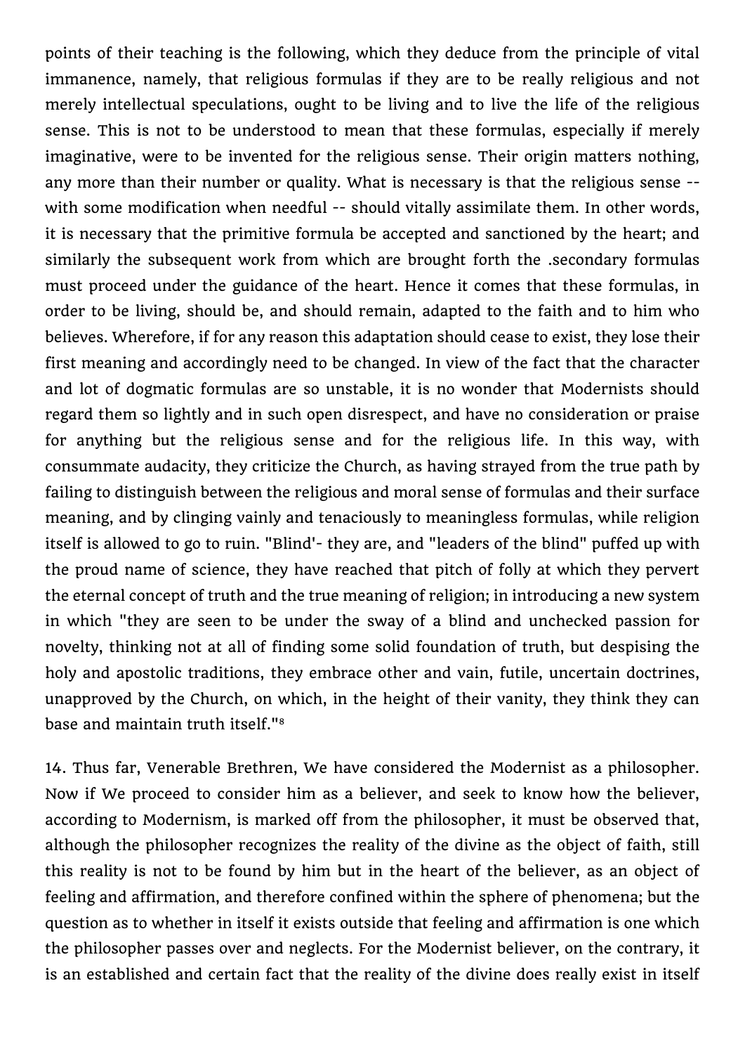points of their teaching is the following, which they deduce from the principle of vital immanence, namely, that religious formulas if they are to be really religious and not merely intellectual speculations, ought to be living and to live the life of the religious sense. This is not to be understood to mean that these formulas, especially if merely imaginative, were to be invented for the religious sense. Their origin matters nothing, any more than their number or quality. What is necessary is that the religious sense -- with some modification when needful -- should vitally assimilate them. In other words, it is necessary that the primitive formula be accepted and sanctioned by the heart; and similarly the subsequent work from which are brought forth the .secondary formulas must proceed under the guidance of the heart. Hence it comes that these formulas, in order to be living, should be, and should remain, adapted to the faith and to him who believes. Wherefore, if for any reason this adaptation should cease to exist, they lose their first meaning and accordingly need to be changed. In view of the fact that the character and lot of dogmatic formulas are so unstable, it is no wonder that Modernists should regard them so lightly and in such open disrespect, and have no consideration or praise for anything but the religious sense and for the religious life. In this way, with consummate audacity, they criticize the Church, as having strayed from the true path by failing to distinguish between the religious and moral sense of formulas and their surface meaning, and by clinging vainly and tenaciously to meaningless formulas, while religion itself is allowed to go to ruin. "Blind'- they are, and "leaders of the blind" puffed up with the proud name of science, they have reached that pitch of folly at which they pervert the eternal concept of truth and the true meaning of religion; in introducing a new system in which "they are seen to be under the sway of a blind and unchecked passion for novelty, thinking not at all of finding some solid foundation of truth, but despising the holy and apostolic traditions, they embrace other and vain, futile, uncertain doctrines, unapproved by the Church, on which, in the height of their vanity, they think they can base and maintain truth itself."[8]

14. Thus far, Venerable Brethren, We have considered the Modernist as a philosopher. Now if We proceed to consider him as a believer, and seek to know how the believer, according to Modernism, is marked off from the philosopher, it must be observed that, although the philosopher recognizes the reality of the divine as the object of faith, still this reality is not to be found by him but in the heart of the believer, as an object of feeling and affirmation, and therefore confined within the sphere of phenomena; but the question as to whether in itself it exists outside that feeling and affirmation is one which the philosopher passes over and neglects. For the Modernist believer, on the contrary, it is an established and certain fact that the reality of the divine does really exist in itself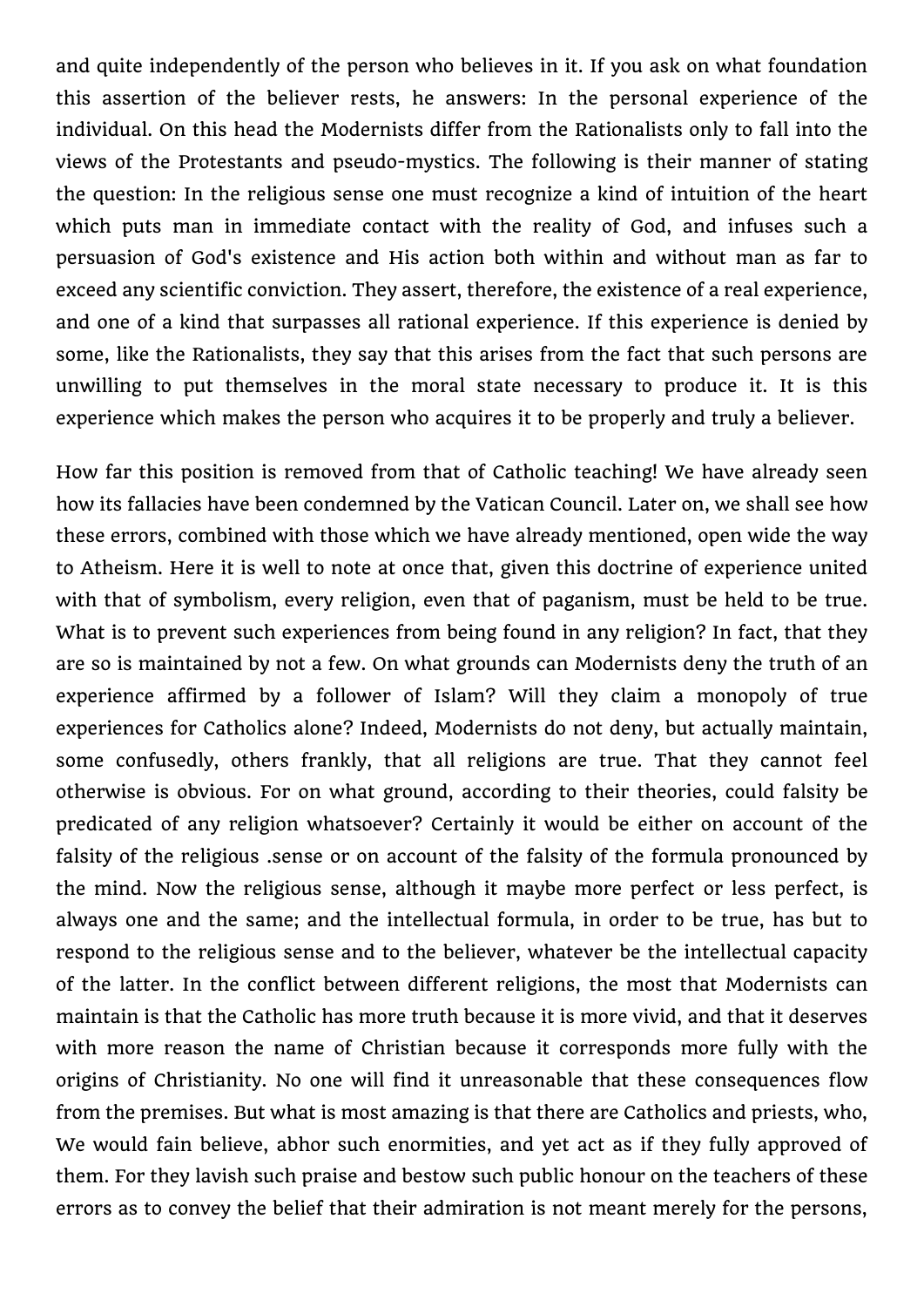and quite independently of the person who believes in it. If you ask on what foundation this assertion of the believer rests, he answers: In the personal experience of the individual. On this head the Modernists differ from the Rationalists only to fall into the views of the Protestants and pseudo-mystics. The following is their manner of stating the question: In the religious sense one must recognize a kind of intuition of the heart which puts man in immediate contact with the reality of God, and infuses such a persuasion of God's existence and His action both within and without man as far to exceed any scientific conviction. They assert, therefore, the existence of a real experience, and one of a kind that surpasses all rational experience. If this experience is denied by some, like the Rationalists, they say that this arises from the fact that such persons are unwilling to put themselves in the moral state necessary to produce it. It is this experience which makes the person who acquires it to be properly and truly a believer.

How far this position is removed from that of Catholic teaching! We have already seen how its fallacies have been condemned by the Vatican Council. Later on, we shall see how these errors, combined with those which we have already mentioned, open wide the way to Atheism. Here it is well to note at once that, given this doctrine of experience united with that of symbolism, every religion, even that of paganism, must be held to be true. What is to prevent such experiences from being found in any religion? In fact, that they are so is maintained by not a few. On what grounds can Modernists deny the truth of an experience affirmed by a follower of Islam? Will they claim a monopoly of true experiences for Catholics alone? Indeed, Modernists do not deny, but actually maintain, some confusedly, others frankly, that all religions are true. That they cannot feel otherwise is obvious. For on what ground, according to their theories, could falsity be predicated of any religion whatsoever? Certainly it would be either on account of the falsity of the religious .sense or on account of the falsity of the formula pronounced by the mind. Now the religious sense, although it maybe more perfect or less perfect, is always one and the same; and the intellectual formula, in order to be true, has but to respond to the religious sense and to the believer, whatever be the intellectual capacity of the latter. In the conflict between different religions, the most that Modernists can maintain is that the Catholic has more truth because it is more vivid, and that it deserves with more reason the name of Christian because it corresponds more fully with the origins of Christianity. No one will find it unreasonable that these consequences flow from the premises. But what is most amazing is that there are Catholics and priests, who, We would fain believe, abhor such enormities, and yet act as if they fully approved of them. For they lavish such praise and bestow such public honour on the teachers of these errors as to convey the belief that their admiration is not meant merely for the persons,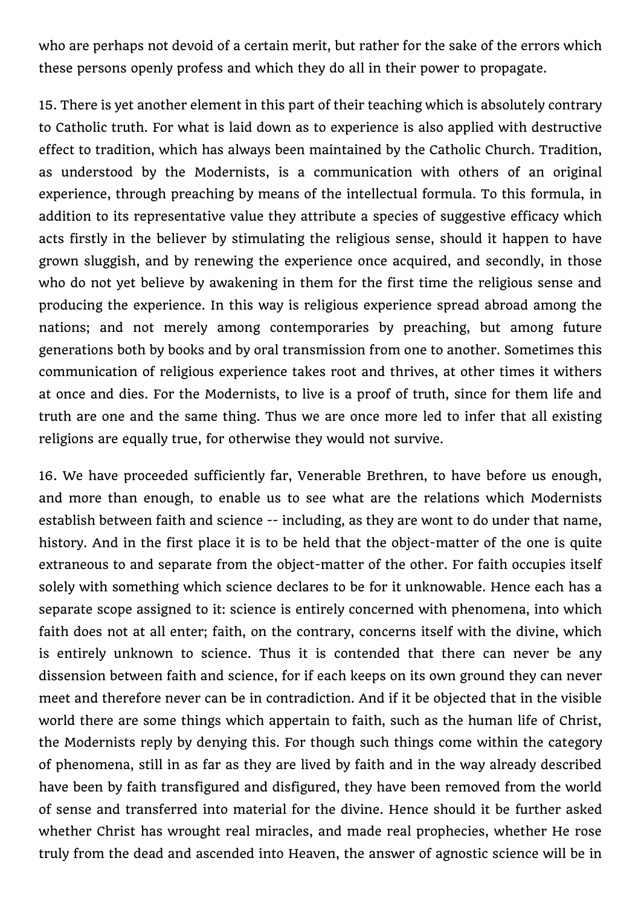who are perhaps not devoid of a certain merit, but rather for the sake of the errors which these persons openly profess and which they do all in their power to propagate.

15. There is yet another element in this part of their teaching which is absolutely contrary to Catholic truth. For what is laid down as to experience is also applied with destructive effect to tradition, which has always been maintained by the Catholic Church. Tradition, as understood by the Modernists, is a communication with others of an original experience, through preaching by means of the intellectual formula. To this formula, in addition to its representative value they attribute a species of suggestive efficacy which acts firstly in the believer by stimulating the religious sense, should it happen to have grown sluggish, and by renewing the experience once acquired, and secondly, in those who do not yet believe by awakening in them for the first time the religious sense and producing the experience. In this way is religious experience spread abroad among the nations; and not merely among contemporaries by preaching, but among future generations both by books and by oral transmission from one to another. Sometimes this communication of religious experience takes root and thrives, at other times it withers at once and dies. For the Modernists, to live is a proof of truth, since for them life and truth are one and the same thing. Thus we are once more led to infer that all existing religions are equally true, for otherwise they would not survive.

16. We have proceeded sufficiently far, Venerable Brethren, to have before us enough, and more than enough, to enable us to see what are the relations which Modernists establish between faith and science -- including, as they are wont to do under that name, history. And in the first place it is to be held that the object-matter of the one is quite extraneous to and separate from the object-matter of the other. For faith occupies itself solely with something which science declares to be for it unknowable. Hence each has a separate scope assigned to it: science is entirely concerned with phenomena, into which faith does not at all enter; faith, on the contrary, concerns itself with the divine, which is entirely unknown to science. Thus it is contended that there can never be any dissension between faith and science, for if each keeps on its own ground they can never meet and therefore never can be in contradiction. And if it be objected that in the visible world there are some things which appertain to faith, such as the human life of Christ, the Modernists reply by denying this. For though such things come within the category of phenomena, still in as far as they are lived by faith and in the way already described have been by faith transfigured and disfigured, they have been removed from the world of sense and transferred into material for the divine. Hence should it be further asked whether Christ has wrought real miracles, and made real prophecies, whether He rose truly from the dead and ascended into Heaven, the answer of agnostic science will be in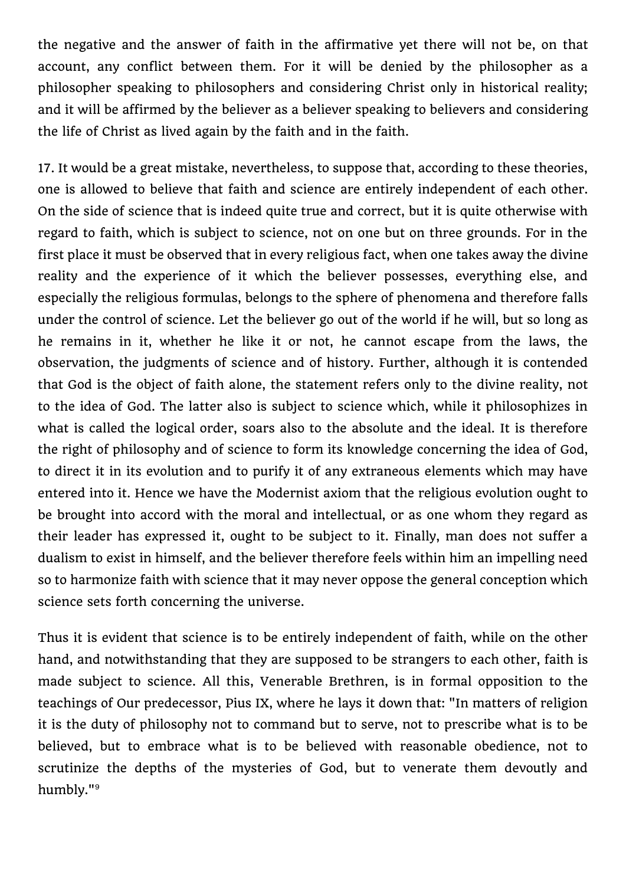the negative and the answer of faith in the affirmative yet there will not be, on that account, any conflict between them. For it will be denied by the philosopher as a philosopher speaking to philosophers and considering Christ only in historical reality; and it will be affirmed by the believer as a believer speaking to believers and considering the life of Christ as lived again by the faith and in the faith.

17. It would be a great mistake, nevertheless, to suppose that, according to these theories, one is allowed to believe that faith and science are entirely independent of each other. On the side of science that is indeed quite true and correct, but it is quite otherwise with regard to faith, which is subject to science, not on one but on three grounds. For in the first place it must be observed that in every religious fact, when one takes away the divine reality and the experience of it which the believer possesses, everything else, and especially the religious formulas, belongs to the sphere of phenomena and therefore falls under the control of science. Let the believer go out of the world if he will, but so long as he remains in it, whether he like it or not, he cannot escape from the laws, the observation, the judgments of science and of history. Further, although it is contended that God is the object of faith alone, the statement refers only to the divine reality, not to the idea of God. The latter also is subject to science which, while it philosophizes in what is called the logical order, soars also to the absolute and the ideal. It is therefore the right of philosophy and of science to form its knowledge concerning the idea of God, to direct it in its evolution and to purify it of any extraneous elements which may have entered into it. Hence we have the Modernist axiom that the religious evolution ought to be brought into accord with the moral and intellectual, or as one whom they regard as their leader has expressed it, ought to be subject to it. Finally, man does not suffer a dualism to exist in himself, and the believer therefore feels within him an impelling need so to harmonize faith with science that it may never oppose the general conception which science sets forth concerning the universe.

Thus it is evident that science is to be entirely independent of faith, while on the other hand, and notwithstanding that they are supposed to be strangers to each other, faith is made subject to science. All this, Venerable Brethren, is in formal opposition to the teachings of Our predecessor, Pius IX, where he lays it down that: "In matters of religion it is the duty of philosophy not to command but to serve, not to prescribe what is to be believed, but to embrace what is to be believed with reasonable obedience, not to scrutinize the depths of the mysteries of God, but to venerate them devoutly and humbly."[9]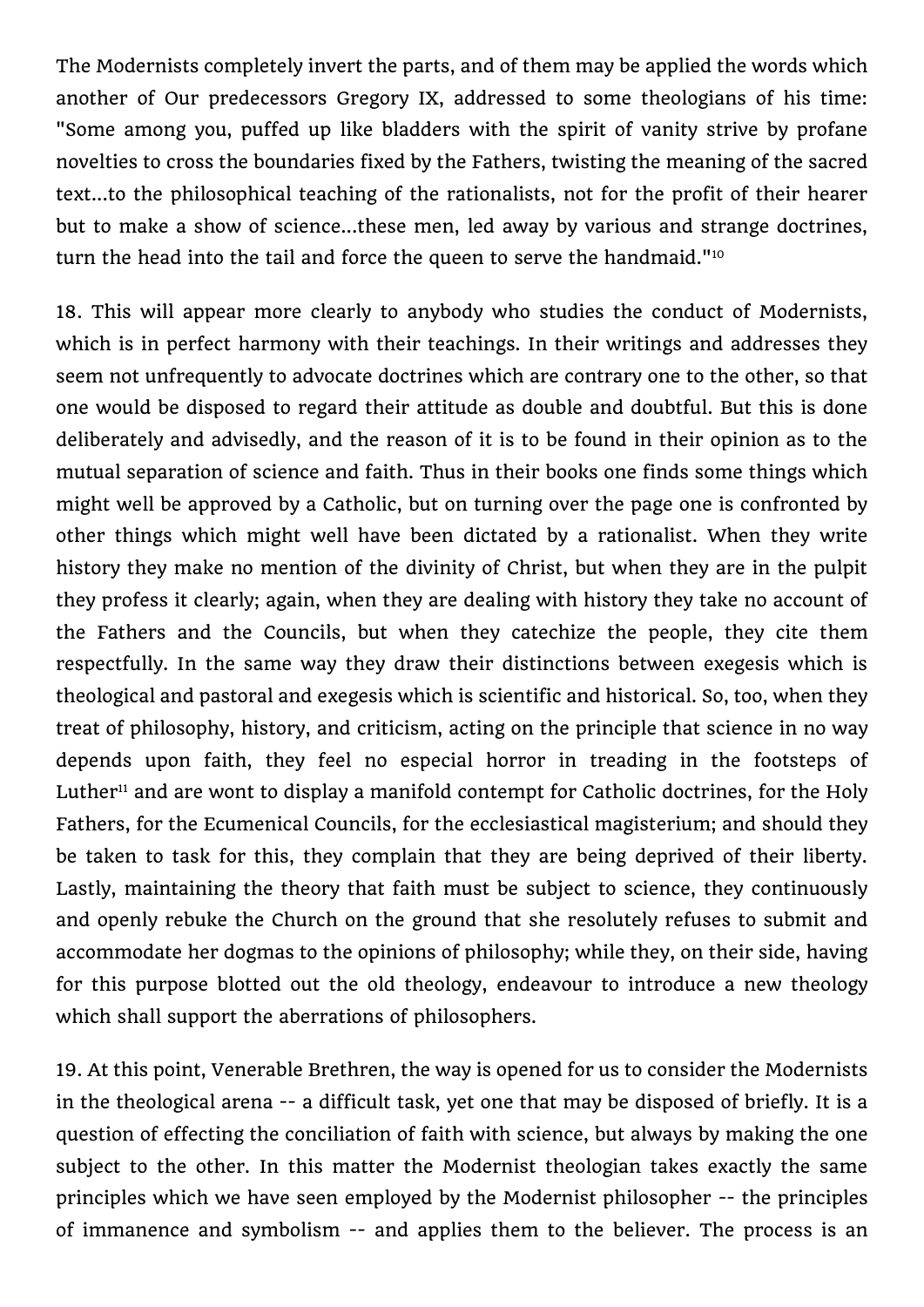The Modernists completely invert the parts, and of them may be applied the words which another of Our predecessors Gregory IX, addressed to some theologians of his time: "Some among you, puffed up like bladders with the spirit of vanity strive by profane novelties to cross the boundaries fixed by the Fathers, twisting the meaning of the sacred text...to the philosophical teaching of the rationalists, not for the profit of their hearer but to make a show of science...these men, led away by various and strange doctrines, turn the head into the tail and force the queen to serve the handmaid."[10]

18. This will appear more clearly to anybody who studies the conduct of Modernists, which is in perfect harmony with their teachings. In their writings and addresses they seem not unfrequently to advocate doctrines which are contrary one to the other, so that one would be disposed to regard their attitude as double and doubtful. But this is done deliberately and advisedly, and the reason of it is to be found in their opinion as to the mutual separation of science and faith. Thus in their books one finds some things which might well be approved by a Catholic, but on turning over the page one is confronted by other things which might well have been dictated by a rationalist. When they write history they make no mention of the divinity of Christ, but when they are in the pulpit they profess it clearly; again, when they are dealing with history they take no account of the Fathers and the Councils, but when they catechize the people, they cite them respectfully. In the same way they draw their distinctions between exegesis which is theological and pastoral and exegesis which is scientific and historical. So, too, when they treat of philosophy, history, and criticism, acting on the principle that science in no way depends upon faith, they feel no especial horror in treading in the footsteps of Luther[11] and are wont to display a manifold contempt for Catholic doctrines, for the Holy Fathers, for the Ecumenical Councils, for the ecclesiastical magisterium; and should they be taken to task for this, they complain that they are being deprived of their liberty. Lastly, maintaining the theory that faith must be subject to science, they continuously and openly rebuke the Church on the ground that she resolutely refuses to submit and accommodate her dogmas to the opinions of philosophy; while they, on their side, having for this purpose blotted out the old theology, endeavour to introduce a new theology which shall support the aberrations of philosophers.

19. At this point, Venerable Brethren, the way is opened for us to consider the Modernists in the theological arena -- a difficult task, yet one that may be disposed of briefly. It is a question of effecting the conciliation of faith with science, but always by making the one subject to the other. In this matter the Modernist theologian takes exactly the same principles which we have seen employed by the Modernist philosopher -- the principles of immanence and symbolism -- and applies them to the believer. The process is an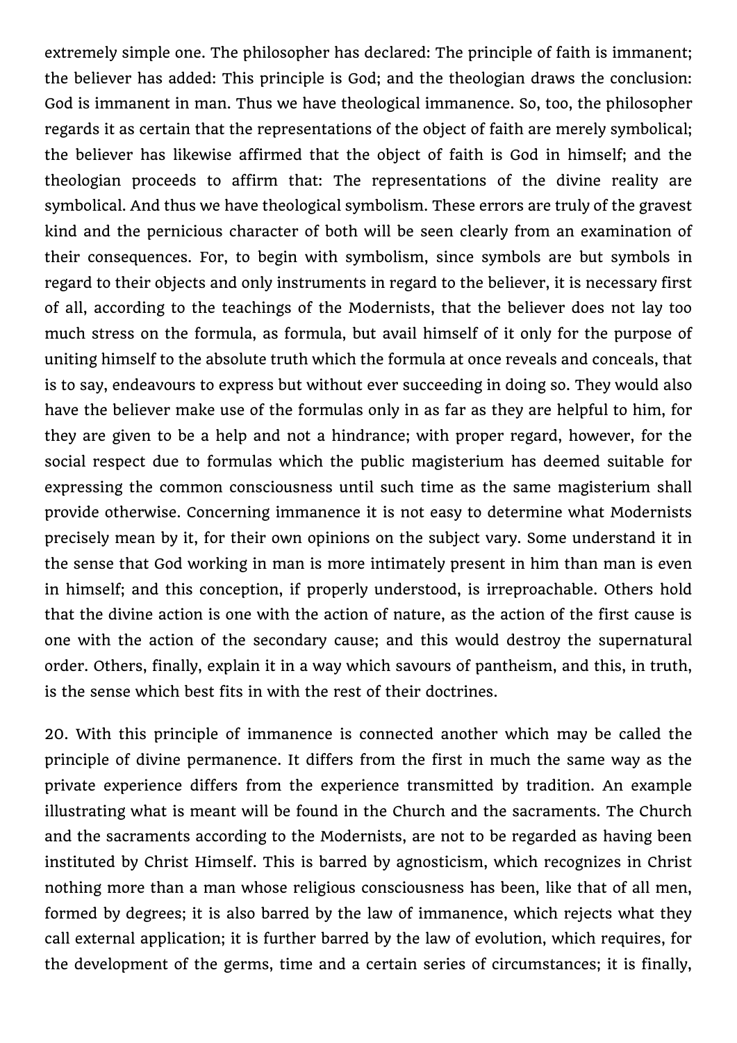extremely simple one. The philosopher has declared: The principle of faith is immanent; the believer has added: This principle is God; and the theologian draws the conclusion: God is immanent in man. Thus we have theological immanence. So, too, the philosopher regards it as certain that the representations of the object of faith are merely symbolical; the believer has likewise affirmed that the object of faith is God in himself; and the theologian proceeds to affirm that: The representations of the divine reality are symbolical. And thus we have theological symbolism. These errors are truly of the gravest kind and the pernicious character of both will be seen clearly from an examination of their consequences. For, to begin with symbolism, since symbols are but symbols in regard to their objects and only instruments in regard to the believer, it is necessary first of all, according to the teachings of the Modernists, that the believer does not lay too much stress on the formula, as formula, but avail himself of it only for the purpose of uniting himself to the absolute truth which the formula at once reveals and conceals, that is to say, endeavours to express but without ever succeeding in doing so. They would also have the believer make use of the formulas only in as far as they are helpful to him, for they are given to be a help and not a hindrance; with proper regard, however, for the social respect due to formulas which the public magisterium has deemed suitable for expressing the common consciousness until such time as the same magisterium shall provide otherwise. Concerning immanence it is not easy to determine what Modernists precisely mean by it, for their own opinions on the subject vary. Some understand it in the sense that God working in man is more intimately present in him than man is even in himself; and this conception, if properly understood, is irreproachable. Others hold that the divine action is one with the action of nature, as the action of the first cause is one with the action of the secondary cause; and this would destroy the supernatural order. Others, finally, explain it in a way which savours of pantheism, and this, in truth, is the sense which best fits in with the rest of their doctrines.

20. With this principle of immanence is connected another which may be called the principle of divine permanence. It differs from the first in much the same way as the private experience differs from the experience transmitted by tradition. An example illustrating what is meant will be found in the Church and the sacraments. The Church and the sacraments according to the Modernists, are not to be regarded as having been instituted by Christ Himself. This is barred by agnosticism, which recognizes in Christ nothing more than a man whose religious consciousness has been, like that of all men, formed by degrees; it is also barred by the law of immanence, which rejects what they call external application; it is further barred by the law of evolution, which requires, for the development of the germs, time and a certain series of circumstances; it is finally,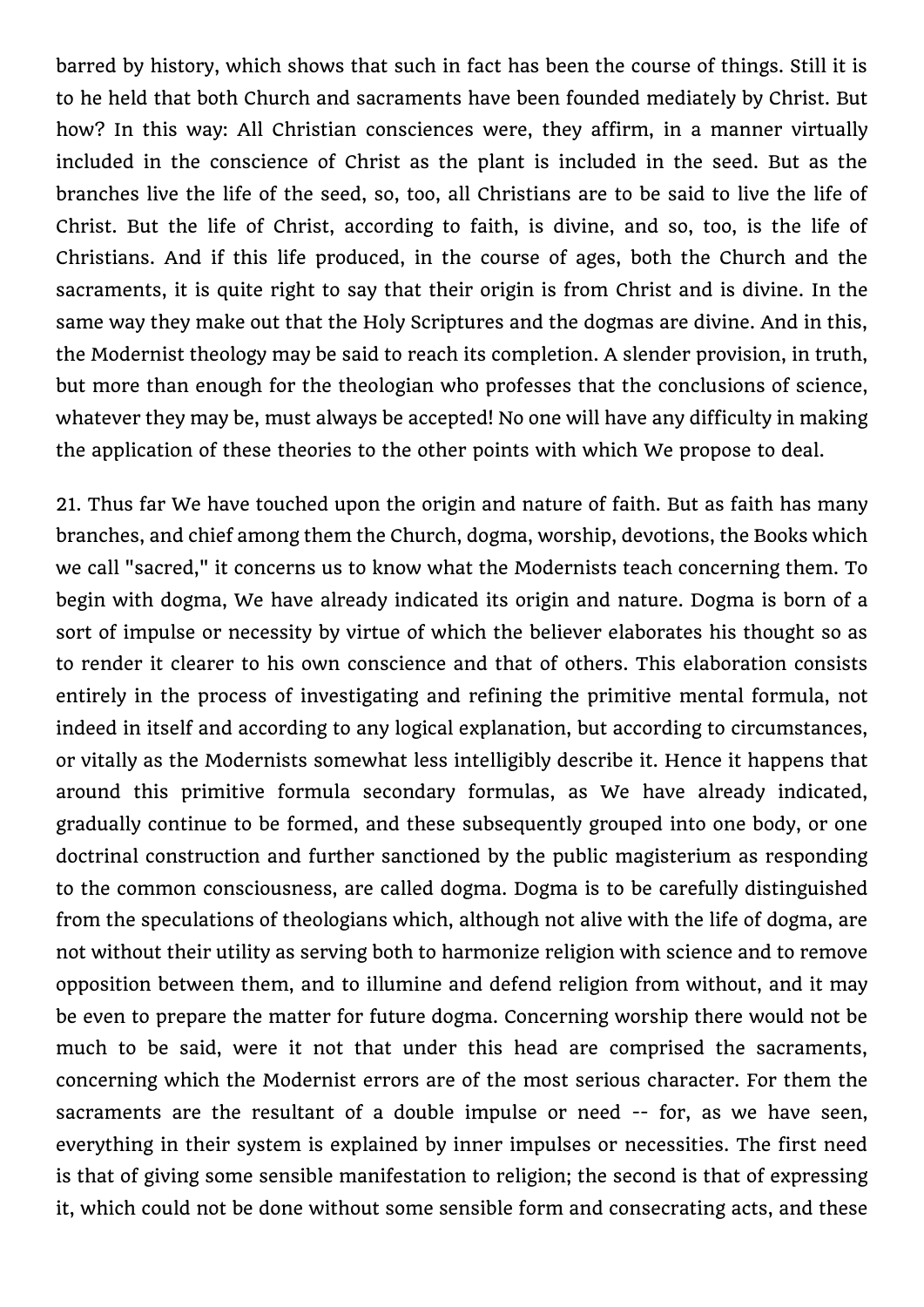barred by history, which shows that such in fact has been the course of things. Still it is to he held that both Church and sacraments have been founded mediately by Christ. But how? In this way: All Christian consciences were, they affirm, in a manner virtually included in the conscience of Christ as the plant is included in the seed. But as the branches live the life of the seed, so, too, all Christians are to be said to live the life of Christ. But the life of Christ, according to faith, is divine, and so, too, is the life of Christians. And if this life produced, in the course of ages, both the Church and the sacraments, it is quite right to say that their origin is from Christ and is divine. In the same way they make out that the Holy Scriptures and the dogmas are divine. And in this, the Modernist theology may be said to reach its completion. A slender provision, in truth, but more than enough for the theologian who professes that the conclusions of science, whatever they may be, must always be accepted! No one will have any difficulty in making the application of these theories to the other points with which We propose to deal.

21. Thus far We have touched upon the origin and nature of faith. But as faith has many branches, and chief among them the Church, dogma, worship, devotions, the Books which we call "sacred," it concerns us to know what the Modernists teach concerning them. To begin with dogma, We have already indicated its origin and nature. Dogma is born of a sort of impulse or necessity by virtue of which the believer elaborates his thought so as to render it clearer to his own conscience and that of others. This elaboration consists entirely in the process of investigating and refining the primitive mental formula, not indeed in itself and according to any logical explanation, but according to circumstances, or vitally as the Modernists somewhat less intelligibly describe it. Hence it happens that around this primitive formula secondary formulas, as We have already indicated, gradually continue to be formed, and these subsequently grouped into one body, or one doctrinal construction and further sanctioned by the public magisterium as responding to the common consciousness, are called dogma. Dogma is to be carefully distinguished from the speculations of theologians which, although not alive with the life of dogma, are not without their utility as serving both to harmonize religion with science and to remove opposition between them, and to illumine and defend religion from without, and it may be even to prepare the matter for future dogma. Concerning worship there would not be much to be said, were it not that under this head are comprised the sacraments, concerning which the Modernist errors are of the most serious character. For them the sacraments are the resultant of a double impulse or need -- for, as we have seen, everything in their system is explained by inner impulses or necessities. The first need is that of giving some sensible manifestation to religion; the second is that of expressing it, which could not be done without some sensible form and consecrating acts, and these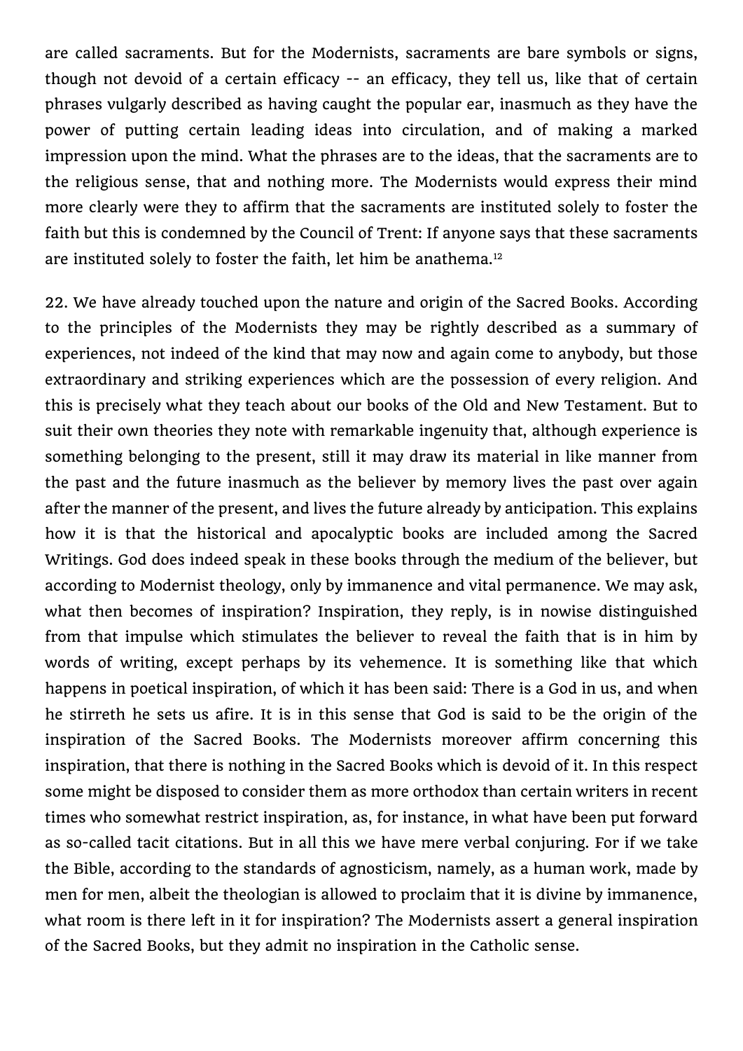are called sacraments. But for the Modernists, sacraments are bare symbols or signs, though not devoid of a certain efficacy -- an efficacy, they tell us, like that of certain phrases vulgarly described as having caught the popular ear, inasmuch as they have the power of putting certain leading ideas into circulation, and of making a marked impression upon the mind. What the phrases are to the ideas, that the sacraments are to the religious sense, that and nothing more. The Modernists would express their mind more clearly were they to affirm that the sacraments are instituted solely to foster the faith but this is condemned by the Council of Trent: If anyone says that these sacraments are instituted solely to foster the faith, let him be anathema.[12]

22. We have already touched upon the nature and origin of the Sacred Books. According to the principles of the Modernists they may be rightly described as a summary of experiences, not indeed of the kind that may now and again come to anybody, but those extraordinary and striking experiences which are the possession of every religion. And this is precisely what they teach about our books of the Old and New Testament. But to suit their own theories they note with remarkable ingenuity that, although experience is something belonging to the present, still it may draw its material in like manner from the past and the future inasmuch as the believer by memory lives the past over again after the manner of the present, and lives the future already by anticipation. This explains how it is that the historical and apocalyptic books are included among the Sacred Writings. God does indeed speak in these books through the medium of the believer, but according to Modernist theology, only by immanence and vital permanence. We may ask, what then becomes of inspiration? Inspiration, they reply, is in nowise distinguished from that impulse which stimulates the believer to reveal the faith that is in him by words of writing, except perhaps by its vehemence. It is something like that which happens in poetical inspiration, of which it has been said: There is a God in us, and when he stirreth he sets us afire. It is in this sense that God is said to be the origin of the inspiration of the Sacred Books. The Modernists moreover affirm concerning this inspiration, that there is nothing in the Sacred Books which is devoid of it. In this respect some might be disposed to consider them as more orthodox than certain writers in recent times who somewhat restrict inspiration, as, for instance, in what have been put forward as so-called tacit citations. But in all this we have mere verbal conjuring. For if we take the Bible, according to the standards of agnosticism, namely, as a human work, made by men for men, albeit the theologian is allowed to proclaim that it is divine by immanence, what room is there left in it for inspiration? The Modernists assert a general inspiration of the Sacred Books, but they admit no inspiration in the Catholic sense.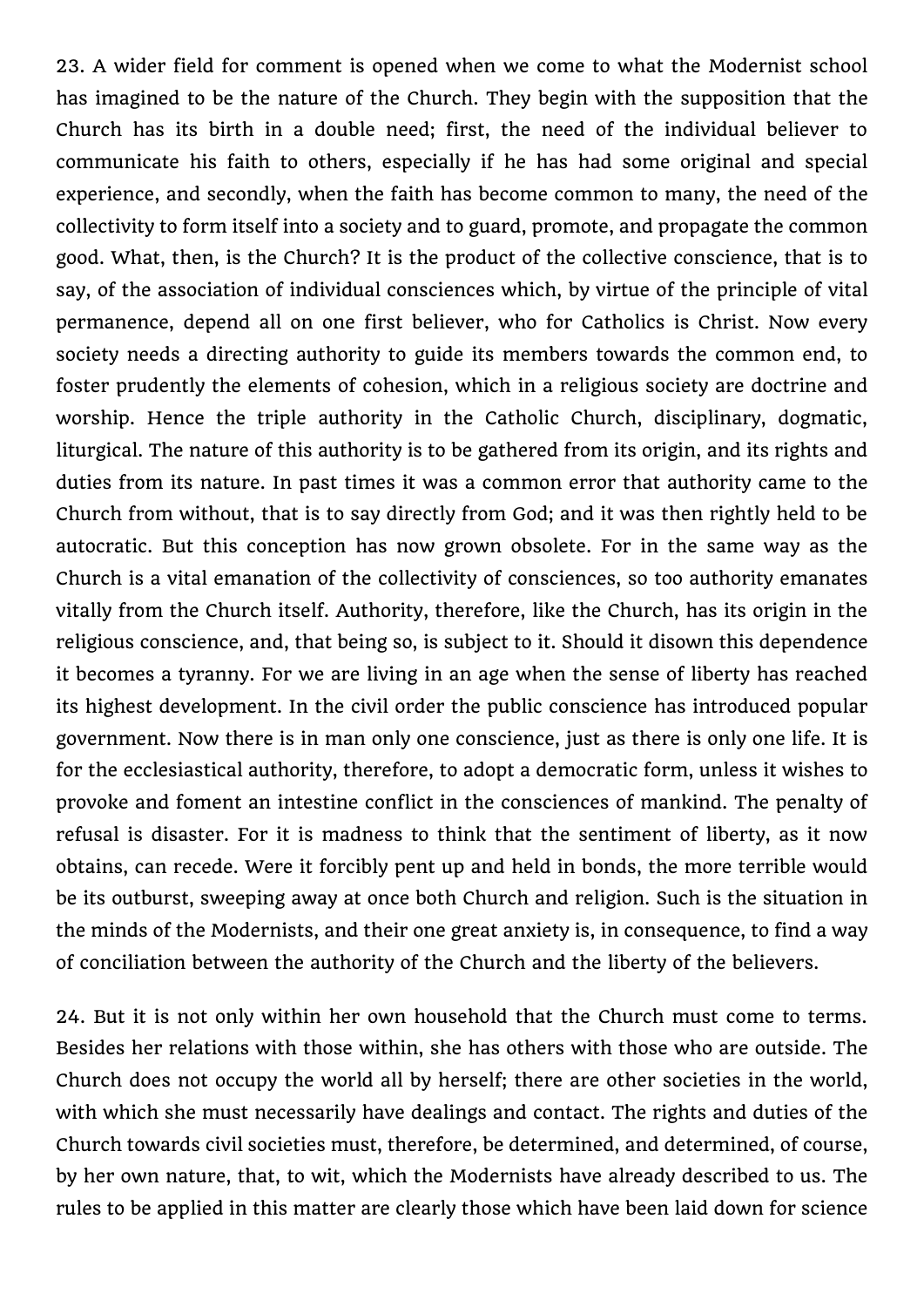23. A wider field for comment is opened when we come to what the Modernist school has imagined to be the nature of the Church. They begin with the supposition that the Church has its birth in a double need; first, the need of the individual believer to communicate his faith to others, especially if he has had some original and special experience, and secondly, when the faith has become common to many, the need of the collectivity to form itself into a society and to guard, promote, and propagate the common good. What, then, is the Church? It is the product of the collective conscience, that is to say, of the association of individual consciences which, by virtue of the principle of vital permanence, depend all on one first believer, who for Catholics is Christ. Now every society needs a directing authority to guide its members towards the common end, to foster prudently the elements of cohesion, which in a religious society are doctrine and worship. Hence the triple authority in the Catholic Church, disciplinary, dogmatic, liturgical. The nature of this authority is to be gathered from its origin, and its rights and duties from its nature. In past times it was a common error that authority came to the Church from without, that is to say directly from God; and it was then rightly held to be autocratic. But this conception has now grown obsolete. For in the same way as the Church is a vital emanation of the collectivity of consciences, so too authority emanates vitally from the Church itself. Authority, therefore, like the Church, has its origin in the religious conscience, and, that being so, is subject to it. Should it disown this dependence it becomes a tyranny. For we are living in an age when the sense of liberty has reached its highest development. In the civil order the public conscience has introduced popular government. Now there is in man only one conscience, just as there is only one life. It is for the ecclesiastical authority, therefore, to adopt a democratic form, unless it wishes to provoke and foment an intestine conflict in the consciences of mankind. The penalty of refusal is disaster. For it is madness to think that the sentiment of liberty, as it now obtains, can recede. Were it forcibly pent up and held in bonds, the more terrible would be its outburst, sweeping away at once both Church and religion. Such is the situation in the minds of the Modernists, and their one great anxiety is, in consequence, to find a way of conciliation between the authority of the Church and the liberty of the believers.

24. But it is not only within her own household that the Church must come to terms. Besides her relations with those within, she has others with those who are outside. The Church does not occupy the world all by herself; there are other societies in the world, with which she must necessarily have dealings and contact. The rights and duties of the Church towards civil societies must, therefore, be determined, and determined, of course, by her own nature, that, to wit, which the Modernists have already described to us. The rules to be applied in this matter are clearly those which have been laid down for science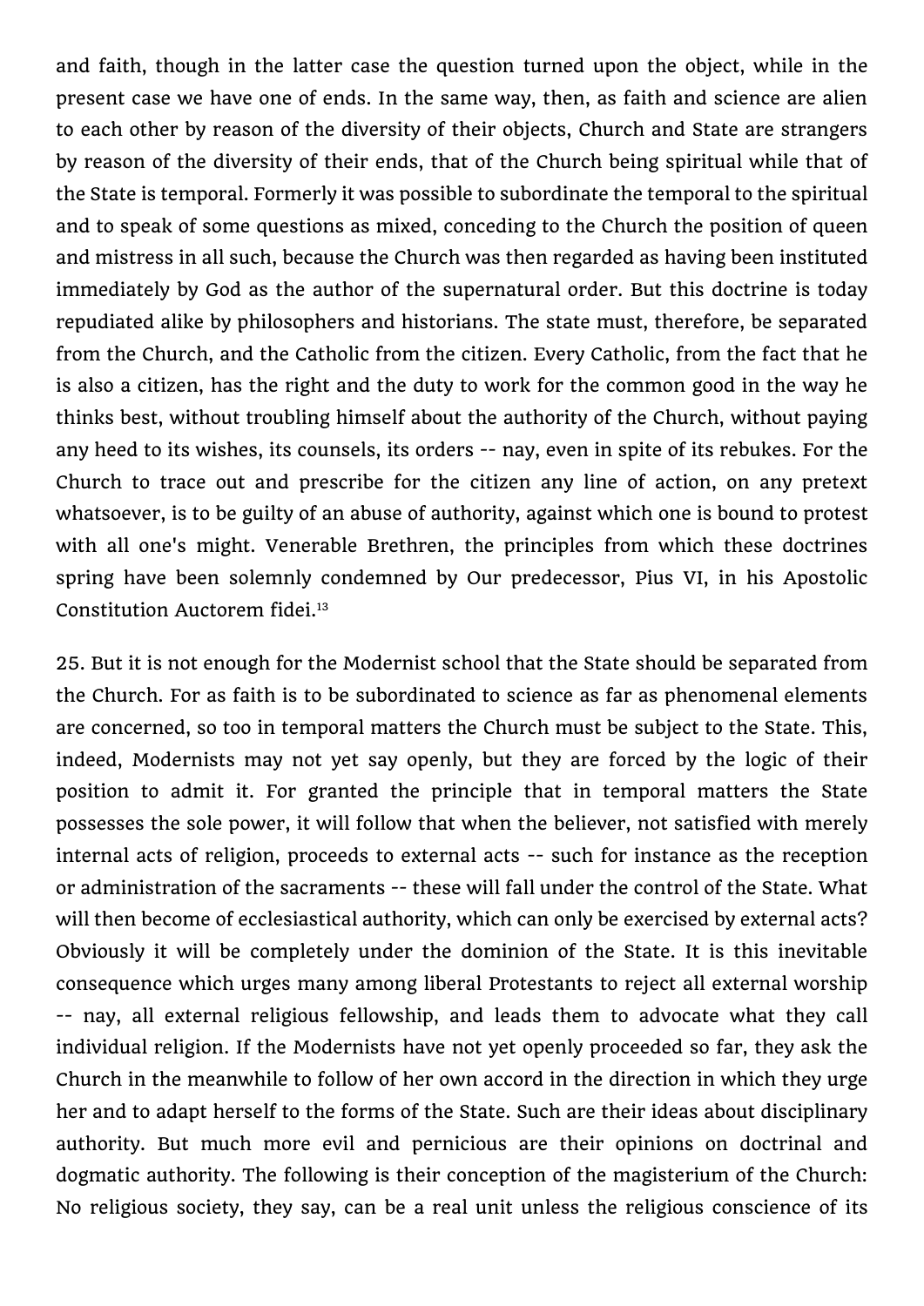and faith, though in the latter case the question turned upon the object, while in the present case we have one of ends. In the same way, then, as faith and science are alien to each other by reason of the diversity of their objects, Church and State are strangers by reason of the diversity of their ends, that of the Church being spiritual while that of the State is temporal. Formerly it was possible to subordinate the temporal to the spiritual and to speak of some questions as mixed, conceding to the Church the position of queen and mistress in all such, because the Church was then regarded as having been instituted immediately by God as the author of the supernatural order. But this doctrine is today repudiated alike by philosophers and historians. The state must, therefore, be separated from the Church, and the Catholic from the citizen. Every Catholic, from the fact that he is also a citizen, has the right and the duty to work for the common good in the way he thinks best, without troubling himself about the authority of the Church, without paying any heed to its wishes, its counsels, its orders -- nay, even in spite of its rebukes. For the Church to trace out and prescribe for the citizen any line of action, on any pretext whatsoever, is to be guilty of an abuse of authority, against which one is bound to protest with all one's might. Venerable Brethren, the principles from which these doctrines spring have been solemnly condemned by Our predecessor, Pius VI, in his Apostolic Constitution Auctorem fidei.[13]

25. But it is not enough for the Modernist school that the State should be separated from the Church. For as faith is to be subordinated to science as far as phenomenal elements are concerned, so too in temporal matters the Church must be subject to the State. This, indeed, Modernists may not yet say openly, but they are forced by the logic of their position to admit it. For granted the principle that in temporal matters the State possesses the sole power, it will follow that when the believer, not satisfied with merely internal acts of religion, proceeds to external acts -- such for instance as the reception or administration of the sacraments -- these will fall under the control of the State. What will then become of ecclesiastical authority, which can only be exercised by external acts? Obviously it will be completely under the dominion of the State. It is this inevitable consequence which urges many among liberal Protestants to reject all external worship -- nay, all external religious fellowship, and leads them to advocate what they call individual religion. If the Modernists have not yet openly proceeded so far, they ask the Church in the meanwhile to follow of her own accord in the direction in which they urge her and to adapt herself to the forms of the State. Such are their ideas about disciplinary authority. But much more evil and pernicious are their opinions on doctrinal and dogmatic authority. The following is their conception of the magisterium of the Church: No religious society, they say, can be a real unit unless the religious conscience of its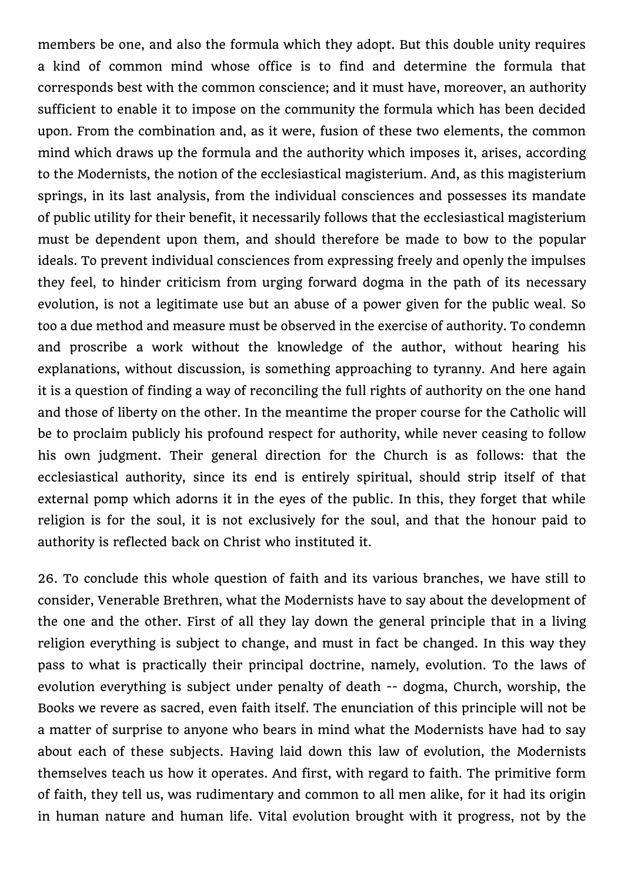members be one, and also the formula which they adopt. But this double unity requires a kind of common mind whose office is to find and determine the formula that corresponds best with the common conscience; and it must have, moreover, an authority sufficient to enable it to impose on the community the formula which has been decided upon. From the combination and, as it were, fusion of these two elements, the common mind which draws up the formula and the authority which imposes it, arises, according to the Modernists, the notion of the ecclesiastical magisterium. And, as this magisterium springs, in its last analysis, from the individual consciences and possesses its mandate of public utility for their benefit, it necessarily follows that the ecclesiastical magisterium must be dependent upon them, and should therefore be made to bow to the popular ideals. To prevent individual consciences from expressing freely and openly the impulses they feel, to hinder criticism from urging forward dogma in the path of its necessary evolution, is not a legitimate use but an abuse of a power given for the public weal. So too a due method and measure must be observed in the exercise of authority. To condemn and proscribe a work without the knowledge of the author, without hearing his explanations, without discussion, is something approaching to tyranny. And here again it is a question of finding a way of reconciling the full rights of authority on the one hand and those of liberty on the other. In the meantime the proper course for the Catholic will be to proclaim publicly his profound respect for authority, while never ceasing to follow his own judgment. Their general direction for the Church is as follows: that the ecclesiastical authority, since its end is entirely spiritual, should strip itself of that external pomp which adorns it in the eyes of the public. In this, they forget that while religion is for the soul, it is not exclusively for the soul, and that the honour paid to authority is reflected back on Christ who instituted it.

26. To conclude this whole question of faith and its various branches, we have still to consider, Venerable Brethren, what the Modernists have to say about the development of the one and the other. First of all they lay down the general principle that in a living religion everything is subject to change, and must in fact be changed. In this way they pass to what is practically their principal doctrine, namely, evolution. To the laws of evolution everything is subject under penalty of death -- dogma, Church, worship, the Books we revere as sacred, even faith itself. The enunciation of this principle will not be a matter of surprise to anyone who bears in mind what the Modernists have had to say about each of these subjects. Having laid down this law of evolution, the Modernists themselves teach us how it operates. And first, with regard to faith. The primitive form of faith, they tell us, was rudimentary and common to all men alike, for it had its origin in human nature and human life. Vital evolution brought with it progress, not by the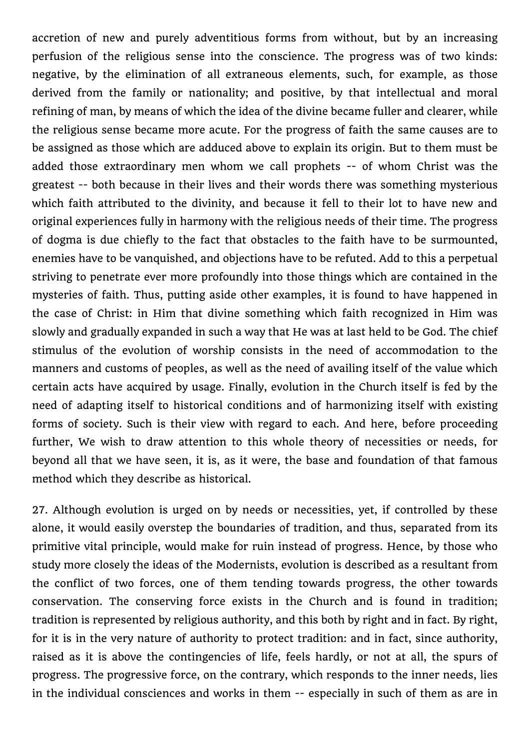accretion of new and purely adventitious forms from without, but by an increasing perfusion of the religious sense into the conscience. The progress was of two kinds: negative, by the elimination of all extraneous elements, such, for example, as those derived from the family or nationality; and positive, by that intellectual and moral refining of man, by means of which the idea of the divine became fuller and clearer, while the religious sense became more acute. For the progress of faith the same causes are to be assigned as those which are adduced above to explain its origin. But to them must be added those extraordinary men whom we call prophets -- of whom Christ was the greatest -- both because in their lives and their words there was something mysterious which faith attributed to the divinity, and because it fell to their lot to have new and original experiences fully in harmony with the religious needs of their time. The progress of dogma is due chiefly to the fact that obstacles to the faith have to be surmounted, enemies have to be vanquished, and objections have to be refuted. Add to this a perpetual striving to penetrate ever more profoundly into those things which are contained in the mysteries of faith. Thus, putting aside other examples, it is found to have happened in the case of Christ: in Him that divine something which faith recognized in Him was slowly and gradually expanded in such a way that He was at last held to be God. The chief stimulus of the evolution of worship consists in the need of accommodation to the manners and customs of peoples, as well as the need of availing itself of the value which certain acts have acquired by usage. Finally, evolution in the Church itself is fed by the need of adapting itself to historical conditions and of harmonizing itself with existing forms of society. Such is their view with regard to each. And here, before proceeding further, We wish to draw attention to this whole theory of necessities or needs, for beyond all that we have seen, it is, as it were, the base and foundation of that famous method which they describe as historical.

27. Although evolution is urged on by needs or necessities, yet, if controlled by these alone, it would easily overstep the boundaries of tradition, and thus, separated from its primitive vital principle, would make for ruin instead of progress. Hence, by those who study more closely the ideas of the Modernists, evolution is described as a resultant from the conflict of two forces, one of them tending towards progress, the other towards conservation. The conserving force exists in the Church and is found in tradition; tradition is represented by religious authority, and this both by right and in fact. By right, for it is in the very nature of authority to protect tradition: and in fact, since authority, raised as it is above the contingencies of life, feels hardly, or not at all, the spurs of progress. The progressive force, on the contrary, which responds to the inner needs, lies in the individual consciences and works in them -- especially in such of them as are in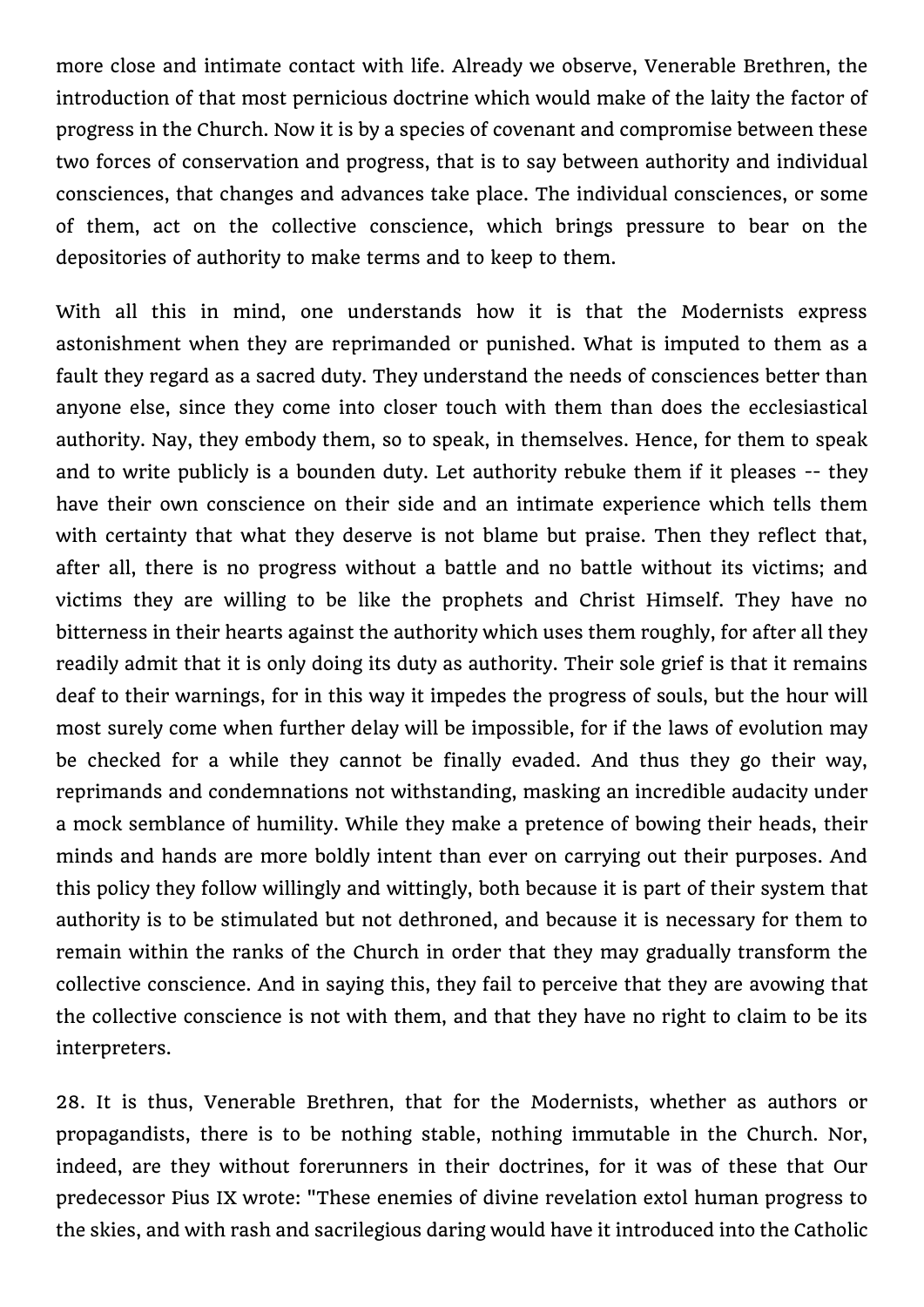more close and intimate contact with life. Already we observe, Venerable Brethren, the introduction of that most pernicious doctrine which would make of the laity the factor of progress in the Church. Now it is by a species of covenant and compromise between these two forces of conservation and progress, that is to say between authority and individual consciences, that changes and advances take place. The individual consciences, or some of them, act on the collective conscience, which brings pressure to bear on the depositories of authority to make terms and to keep to them.

With all this in mind, one understands how it is that the Modernists express astonishment when they are reprimanded or punished. What is imputed to them as a fault they regard as a sacred duty. They understand the needs of consciences better than anyone else, since they come into closer touch with them than does the ecclesiastical authority. Nay, they embody them, so to speak, in themselves. Hence, for them to speak and to write publicly is a bounden duty. Let authority rebuke them if it pleases -- they have their own conscience on their side and an intimate experience which tells them with certainty that what they deserve is not blame but praise. Then they reflect that, after all, there is no progress without a battle and no battle without its victims; and victims they are willing to be like the prophets and Christ Himself. They have no bitterness in their hearts against the authority which uses them roughly, for after all they readily admit that it is only doing its duty as authority. Their sole grief is that it remains deaf to their warnings, for in this way it impedes the progress of souls, but the hour will most surely come when further delay will be impossible, for if the laws of evolution may be checked for a while they cannot be finally evaded. And thus they go their way, reprimands and condemnations not withstanding, masking an incredible audacity under a mock semblance of humility. While they make a pretence of bowing their heads, their minds and hands are more boldly intent than ever on carrying out their purposes. And this policy they follow willingly and wittingly, both because it is part of their system that authority is to be stimulated but not dethroned, and because it is necessary for them to remain within the ranks of the Church in order that they may gradually transform the collective conscience. And in saying this, they fail to perceive that they are avowing that the collective conscience is not with them, and that they have no right to claim to be its interpreters.

28. It is thus, Venerable Brethren, that for the Modernists, whether as authors or propagandists, there is to be nothing stable, nothing immutable in the Church. Nor, indeed, are they without forerunners in their doctrines, for it was of these that Our predecessor Pius IX wrote: "These enemies of divine revelation extol human progress to the skies, and with rash and sacrilegious daring would have it introduced into the Catholic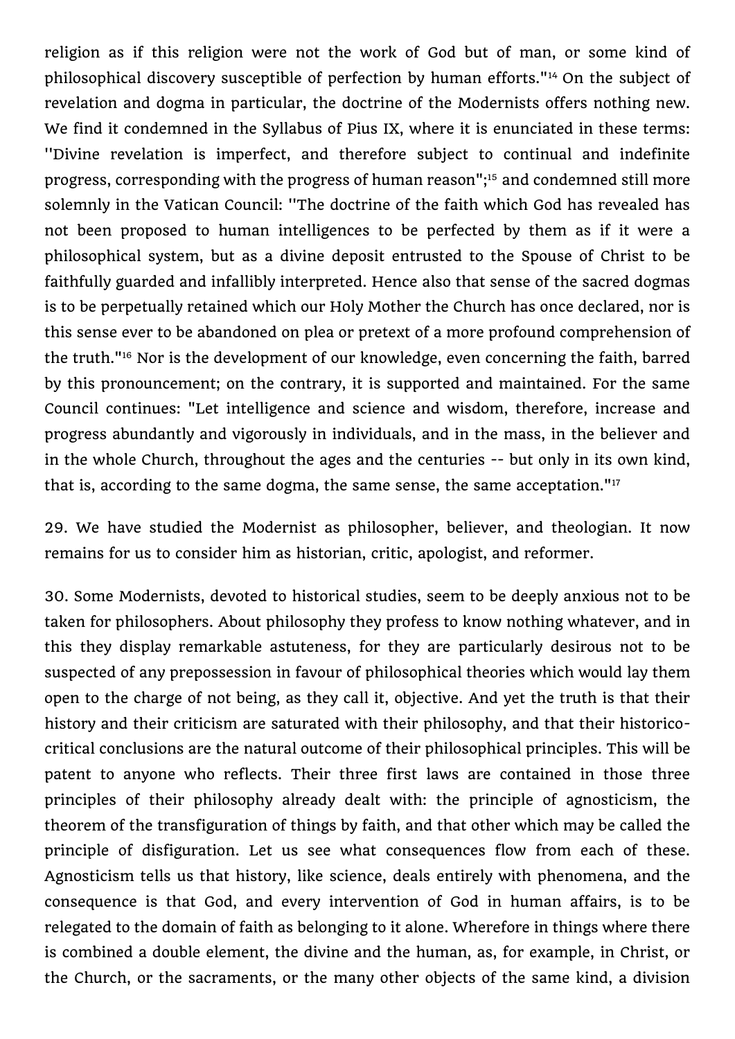religion as if this religion were not the work of God but of man, or some kind of philosophical discovery susceptible of perfection by human efforts."[14] On the subject of revelation and dogma in particular, the doctrine of the Modernists offers nothing new. We find it condemned in the Syllabus of Pius IX, where it is enunciated in these terms: ''Divine revelation is imperfect, and therefore subject to continual and indefinite progress, corresponding with the progress of human reason";[15] and condemned still more solemnly in the Vatican Council: ''The doctrine of the faith which God has revealed has not been proposed to human intelligences to be perfected by them as if it were a philosophical system, but as a divine deposit entrusted to the Spouse of Christ to be faithfully guarded and infallibly interpreted. Hence also that sense of the sacred dogmas is to be perpetually retained which our Holy Mother the Church has once declared, nor is this sense ever to be abandoned on plea or pretext of a more profound comprehension of the truth."[16] Nor is the development of our knowledge, even concerning the faith, barred by this pronouncement; on the contrary, it is supported and maintained. For the same Council continues: "Let intelligence and science and wisdom, therefore, increase and progress abundantly and vigorously in individuals, and in the mass, in the believer and in the whole Church, throughout the ages and the centuries -- but only in its own kind, that is, according to the same dogma, the same sense, the same acceptation."[17]

29. We have studied the Modernist as philosopher, believer, and theologian. It now remains for us to consider him as historian, critic, apologist, and reformer.

30. Some Modernists, devoted to historical studies, seem to be deeply anxious not to be taken for philosophers. About philosophy they profess to know nothing whatever, and in this they display remarkable astuteness, for they are particularly desirous not to be suspected of any prepossession in favour of philosophical theories which would lay them open to the charge of not being, as they call it, objective. And yet the truth is that their history and their criticism are saturated with their philosophy, and that their historico-critical conclusions are the natural outcome of their philosophical principles. This will be patent to anyone who reflects. Their three first laws are contained in those three principles of their philosophy already dealt with: the principle of agnosticism, the theorem of the transfiguration of things by faith, and that other which may be called the principle of disfiguration. Let us see what consequences flow from each of these. Agnosticism tells us that history, like science, deals entirely with phenomena, and the consequence is that God, and every intervention of God in human affairs, is to be relegated to the domain of faith as belonging to it alone. Wherefore in things where there is combined a double element, the divine and the human, as, for example, in Christ, or the Church, or the sacraments, or the many other objects of the same kind, a division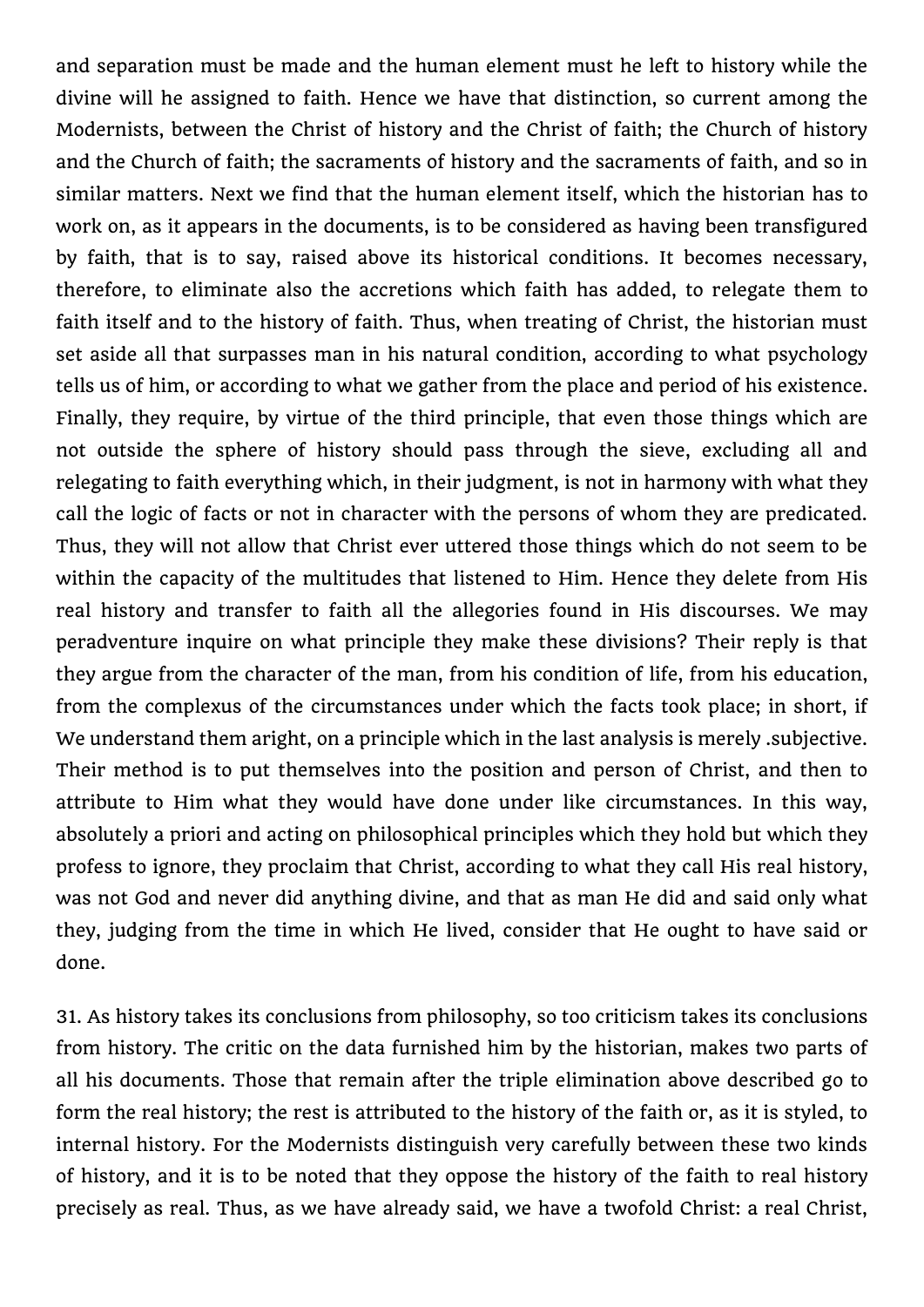and separation must be made and the human element must he left to history while the divine will he assigned to faith. Hence we have that distinction, so current among the Modernists, between the Christ of history and the Christ of faith; the Church of history and the Church of faith; the sacraments of history and the sacraments of faith, and so in similar matters. Next we find that the human element itself, which the historian has to work on, as it appears in the documents, is to be considered as having been transfigured by faith, that is to say, raised above its historical conditions. It becomes necessary, therefore, to eliminate also the accretions which faith has added, to relegate them to faith itself and to the history of faith. Thus, when treating of Christ, the historian must set aside all that surpasses man in his natural condition, according to what psychology tells us of him, or according to what we gather from the place and period of his existence. Finally, they require, by virtue of the third principle, that even those things which are not outside the sphere of history should pass through the sieve, excluding all and relegating to faith everything which, in their judgment, is not in harmony with what they call the logic of facts or not in character with the persons of whom they are predicated. Thus, they will not allow that Christ ever uttered those things which do not seem to be within the capacity of the multitudes that listened to Him. Hence they delete from His real history and transfer to faith all the allegories found in His discourses. We may peradventure inquire on what principle they make these divisions? Their reply is that they argue from the character of the man, from his condition of life, from his education, from the complexus of the circumstances under which the facts took place; in short, if We understand them aright, on a principle which in the last analysis is merely .subjective. Their method is to put themselves into the position and person of Christ, and then to attribute to Him what they would have done under like circumstances. In this way, absolutely a priori and acting on philosophical principles which they hold but which they profess to ignore, they proclaim that Christ, according to what they call His real history, was not God and never did anything divine, and that as man He did and said only what they, judging from the time in which He lived, consider that He ought to have said or done.

31. As history takes its conclusions from philosophy, so too criticism takes its conclusions from history. The critic on the data furnished him by the historian, makes two parts of all his documents. Those that remain after the triple elimination above described go to form the real history; the rest is attributed to the history of the faith or, as it is styled, to internal history. For the Modernists distinguish very carefully between these two kinds of history, and it is to be noted that they oppose the history of the faith to real history precisely as real. Thus, as we have already said, we have a twofold Christ: a real Christ,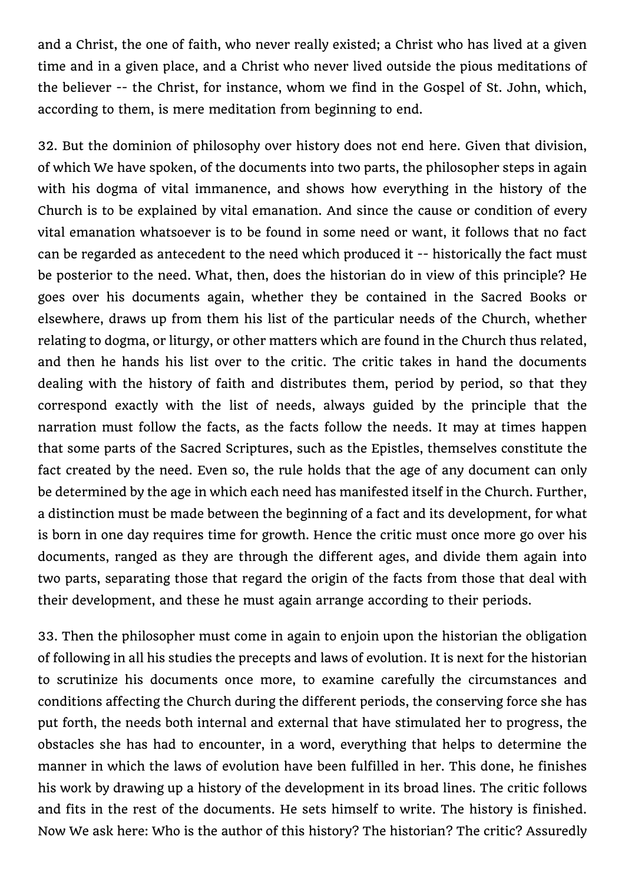and a Christ, the one of faith, who never really existed; a Christ who has lived at a given time and in a given place, and a Christ who never lived outside the pious meditations of the believer -- the Christ, for instance, whom we find in the Gospel of St. John, which, according to them, is mere meditation from beginning to end.

32. But the dominion of philosophy over history does not end here. Given that division, of which We have spoken, of the documents into two parts, the philosopher steps in again with his dogma of vital immanence, and shows how everything in the history of the Church is to be explained by vital emanation. And since the cause or condition of every vital emanation whatsoever is to be found in some need or want, it follows that no fact can be regarded as antecedent to the need which produced it -- historically the fact must be posterior to the need. What, then, does the historian do in view of this principle? He goes over his documents again, whether they be contained in the Sacred Books or elsewhere, draws up from them his list of the particular needs of the Church, whether relating to dogma, or liturgy, or other matters which are found in the Church thus related, and then he hands his list over to the critic. The critic takes in hand the documents dealing with the history of faith and distributes them, period by period, so that they correspond exactly with the list of needs, always guided by the principle that the narration must follow the facts, as the facts follow the needs. It may at times happen that some parts of the Sacred Scriptures, such as the Epistles, themselves constitute the fact created by the need. Even so, the rule holds that the age of any document can only be determined by the age in which each need has manifested itself in the Church. Further, a distinction must be made between the beginning of a fact and its development, for what is born in one day requires time for growth. Hence the critic must once more go over his documents, ranged as they are through the different ages, and divide them again into two parts, separating those that regard the origin of the facts from those that deal with their development, and these he must again arrange according to their periods.

33. Then the philosopher must come in again to enjoin upon the historian the obligation of following in all his studies the precepts and laws of evolution. It is next for the historian to scrutinize his documents once more, to examine carefully the circumstances and conditions affecting the Church during the different periods, the conserving force she has put forth, the needs both internal and external that have stimulated her to progress, the obstacles she has had to encounter, in a word, everything that helps to determine the manner in which the laws of evolution have been fulfilled in her. This done, he finishes his work by drawing up a history of the development in its broad lines. The critic follows and fits in the rest of the documents. He sets himself to write. The history is finished. Now We ask here: Who is the author of this history? The historian? The critic? Assuredly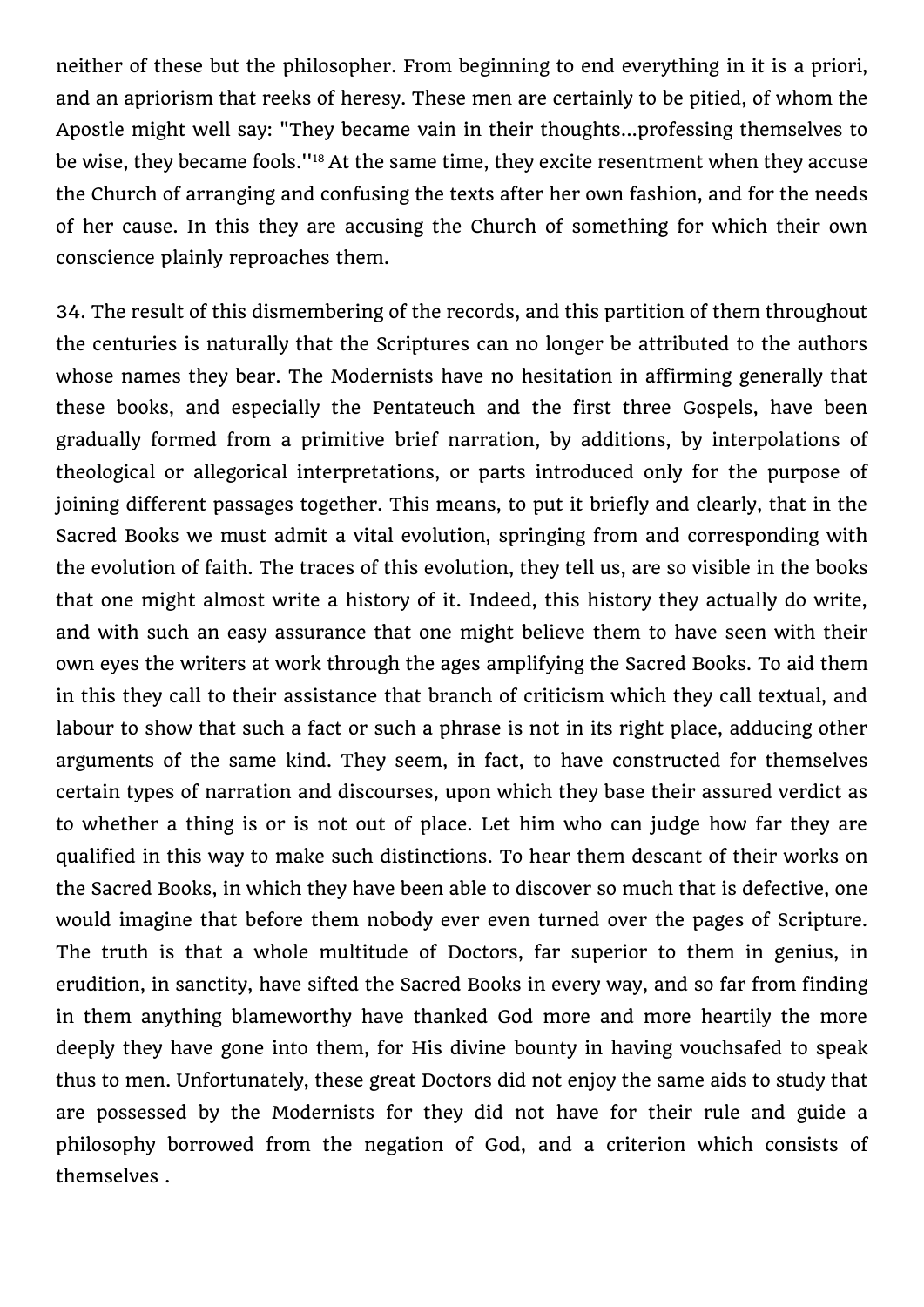neither of these but the philosopher. From beginning to end everything in it is a priori, and an apriorism that reeks of heresy. These men are certainly to be pitied, of whom the Apostle might well say: "They became vain in their thoughts...professing themselves to be wise, they became fools."[18] At the same time, they excite resentment when they accuse the Church of arranging and confusing the texts after her own fashion, and for the needs of her cause. In this they are accusing the Church of something for which their own conscience plainly reproaches them.

34. The result of this dismembering of the records, and this partition of them throughout the centuries is naturally that the Scriptures can no longer be attributed to the authors whose names they bear. The Modernists have no hesitation in affirming generally that these books, and especially the Pentateuch and the first three Gospels, have been gradually formed from a primitive brief narration, by additions, by interpolations of theological or allegorical interpretations, or parts introduced only for the purpose of joining different passages together. This means, to put it briefly and clearly, that in the Sacred Books we must admit a vital evolution, springing from and corresponding with the evolution of faith. The traces of this evolution, they tell us, are so visible in the books that one might almost write a history of it. Indeed, this history they actually do write, and with such an easy assurance that one might believe them to have seen with their own eyes the writers at work through the ages amplifying the Sacred Books. To aid them in this they call to their assistance that branch of criticism which they call textual, and labour to show that such a fact or such a phrase is not in its right place, adducing other arguments of the same kind. They seem, in fact, to have constructed for themselves certain types of narration and discourses, upon which they base their assured verdict as to whether a thing is or is not out of place. Let him who can judge how far they are qualified in this way to make such distinctions. To hear them descant of their works on the Sacred Books, in which they have been able to discover so much that is defective, one would imagine that before them nobody ever even turned over the pages of Scripture. The truth is that a whole multitude of Doctors, far superior to them in genius, in erudition, in sanctity, have sifted the Sacred Books in every way, and so far from finding in them anything blameworthy have thanked God more and more heartily the more deeply they have gone into them, for His divine bounty in having vouchsafed to speak thus to men. Unfortunately, these great Doctors did not enjoy the same aids to study that are possessed by the Modernists for they did not have for their rule and guide a philosophy borrowed from the negation of God, and a criterion which consists of themselves .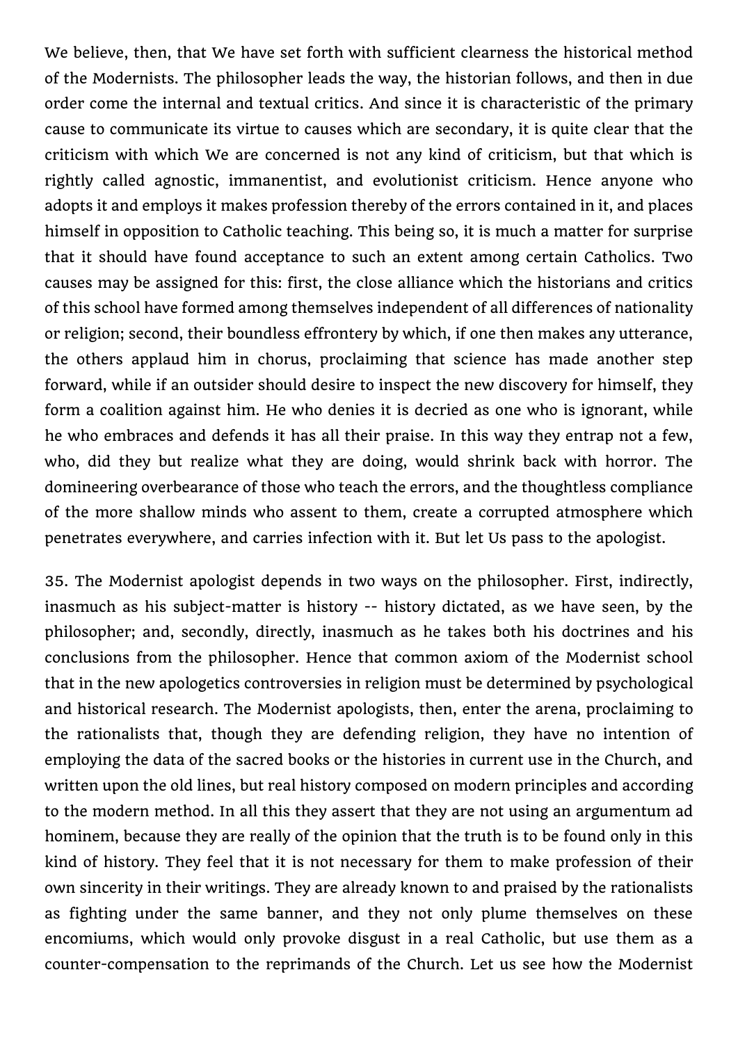We believe, then, that We have set forth with sufficient clearness the historical method of the Modernists. The philosopher leads the way, the historian follows, and then in due order come the internal and textual critics. And since it is characteristic of the primary cause to communicate its virtue to causes which are secondary, it is quite clear that the criticism with which We are concerned is not any kind of criticism, but that which is rightly called agnostic, immanentist, and evolutionist criticism. Hence anyone who adopts it and employs it makes profession thereby of the errors contained in it, and places himself in opposition to Catholic teaching. This being so, it is much a matter for surprise that it should have found acceptance to such an extent among certain Catholics. Two causes may be assigned for this: first, the close alliance which the historians and critics of this school have formed among themselves independent of all differences of nationality or religion; second, their boundless effrontery by which, if one then makes any utterance, the others applaud him in chorus, proclaiming that science has made another step forward, while if an outsider should desire to inspect the new discovery for himself, they form a coalition against him. He who denies it is decried as one who is ignorant, while he who embraces and defends it has all their praise. In this way they entrap not a few, who, did they but realize what they are doing, would shrink back with horror. The domineering overbearance of those who teach the errors, and the thoughtless compliance of the more shallow minds who assent to them, create a corrupted atmosphere which penetrates everywhere, and carries infection with it. But let Us pass to the apologist.

35. The Modernist apologist depends in two ways on the philosopher. First, indirectly, inasmuch as his subject-matter is history -- history dictated, as we have seen, by the philosopher; and, secondly, directly, inasmuch as he takes both his doctrines and his conclusions from the philosopher. Hence that common axiom of the Modernist school that in the new apologetics controversies in religion must be determined by psychological and historical research. The Modernist apologists, then, enter the arena, proclaiming to the rationalists that, though they are defending religion, they have no intention of employing the data of the sacred books or the histories in current use in the Church, and written upon the old lines, but real history composed on modern principles and according to the modern method. In all this they assert that they are not using an argumentum ad hominem, because they are really of the opinion that the truth is to be found only in this kind of history. They feel that it is not necessary for them to make profession of their own sincerity in their writings. They are already known to and praised by the rationalists as fighting under the same banner, and they not only plume themselves on these encomiums, which would only provoke disgust in a real Catholic, but use them as a counter-compensation to the reprimands of the Church. Let us see how the Modernist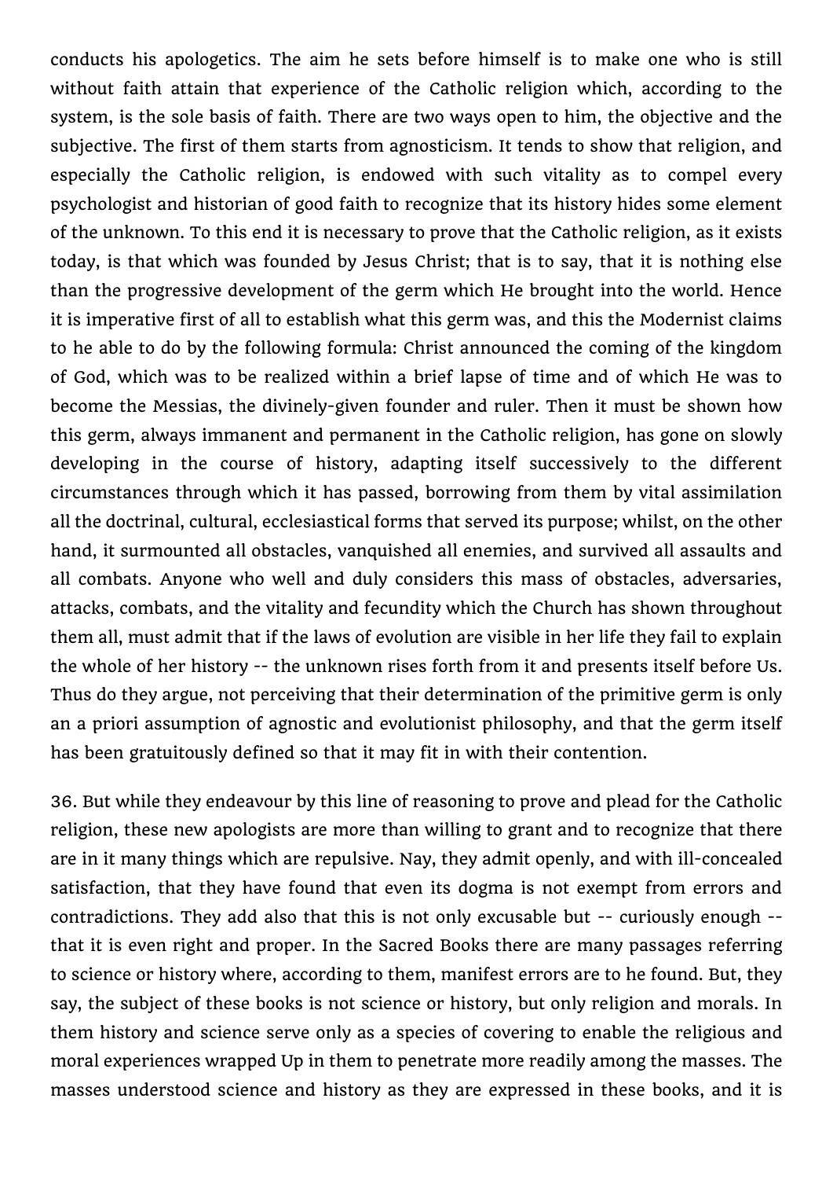conducts his apologetics. The aim he sets before himself is to make one who is still without faith attain that experience of the Catholic religion which, according to the system, is the sole basis of faith. There are two ways open to him, the objective and the subjective. The first of them starts from agnosticism. It tends to show that religion, and especially the Catholic religion, is endowed with such vitality as to compel every psychologist and historian of good faith to recognize that its history hides some element of the unknown. To this end it is necessary to prove that the Catholic religion, as it exists today, is that which was founded by Jesus Christ; that is to say, that it is nothing else than the progressive development of the germ which He brought into the world. Hence it is imperative first of all to establish what this germ was, and this the Modernist claims to he able to do by the following formula: Christ announced the coming of the kingdom of God, which was to be realized within a brief lapse of time and of which He was to become the Messias, the divinely-given founder and ruler. Then it must be shown how this germ, always immanent and permanent in the Catholic religion, has gone on slowly developing in the course of history, adapting itself successively to the different circumstances through which it has passed, borrowing from them by vital assimilation all the doctrinal, cultural, ecclesiastical forms that served its purpose; whilst, on the other hand, it surmounted all obstacles, vanquished all enemies, and survived all assaults and all combats. Anyone who well and duly considers this mass of obstacles, adversaries, attacks, combats, and the vitality and fecundity which the Church has shown throughout them all, must admit that if the laws of evolution are visible in her life they fail to explain the whole of her history -- the unknown rises forth from it and presents itself before Us. Thus do they argue, not perceiving that their determination of the primitive germ is only an a priori assumption of agnostic and evolutionist philosophy, and that the germ itself has been gratuitously defined so that it may fit in with their contention.

36. But while they endeavour by this line of reasoning to prove and plead for the Catholic religion, these new apologists are more than willing to grant and to recognize that there are in it many things which are repulsive. Nay, they admit openly, and with ill-concealed satisfaction, that they have found that even its dogma is not exempt from errors and contradictions. They add also that this is not only excusable but -- curiously enough -- that it is even right and proper. In the Sacred Books there are many passages referring to science or history where, according to them, manifest errors are to he found. But, they say, the subject of these books is not science or history, but only religion and morals. In them history and science serve only as a species of covering to enable the religious and moral experiences wrapped Up in them to penetrate more readily among the masses. The masses understood science and history as they are expressed in these books, and it is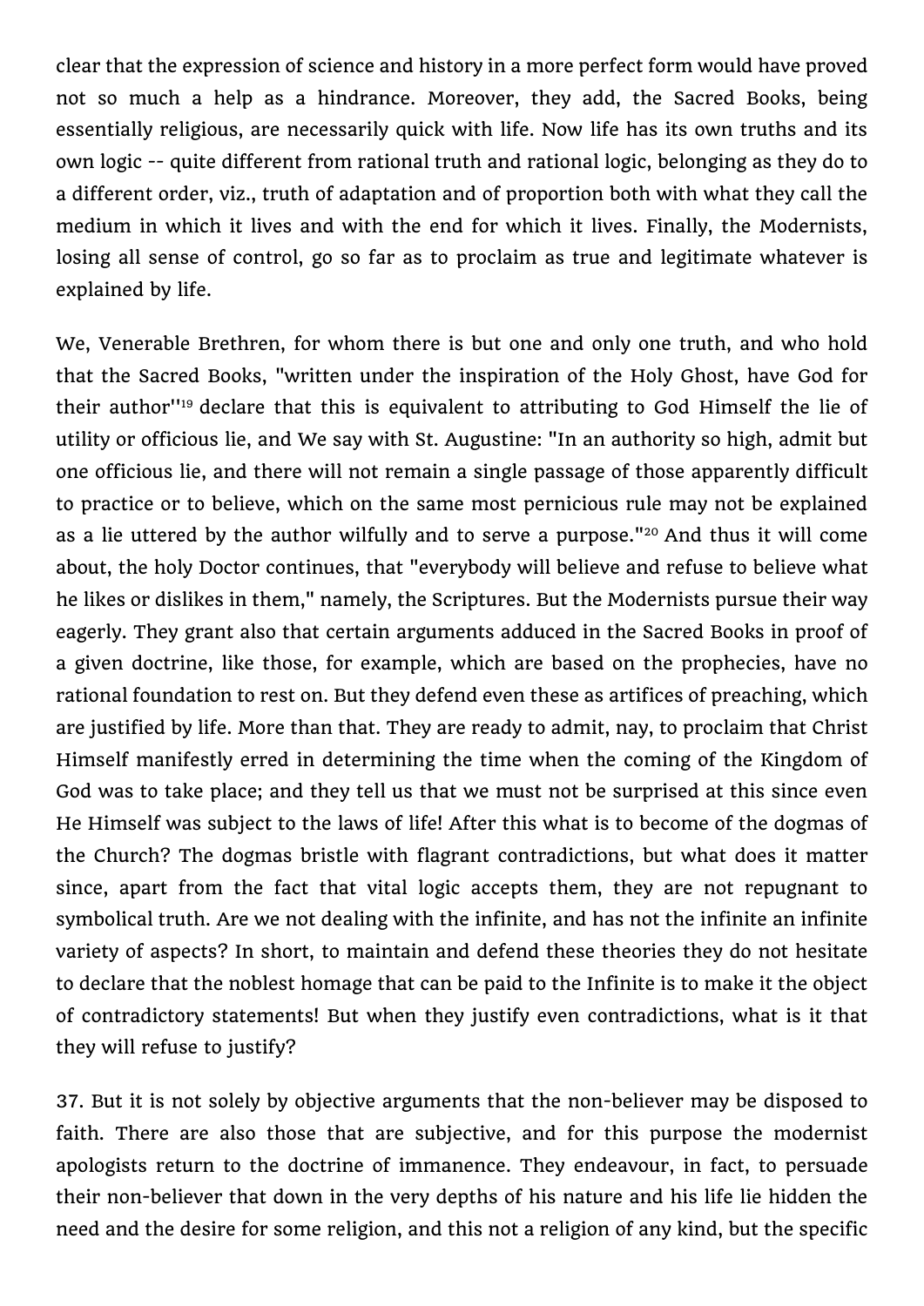clear that the expression of science and history in a more perfect form would have proved not so much a help as a hindrance. Moreover, they add, the Sacred Books, being essentially religious, are necessarily quick with life. Now life has its own truths and its own logic -- quite different from rational truth and rational logic, belonging as they do to a different order, viz., truth of adaptation and of proportion both with what they call the medium in which it lives and with the end for which it lives. Finally, the Modernists, losing all sense of control, go so far as to proclaim as true and legitimate whatever is explained by life.

We, Venerable Brethren, for whom there is but one and only one truth, and who hold that the Sacred Books, "written under the inspiration of the Holy Ghost, have God for their author"[19] declare that this is equivalent to attributing to God Himself the lie of utility or officious lie, and We say with St. Augustine: "In an authority so high, admit but one officious lie, and there will not remain a single passage of those apparently difficult to practice or to believe, which on the same most pernicious rule may not be explained as a lie uttered by the author wilfully and to serve a purpose."[20] And thus it will come about, the holy Doctor continues, that "everybody will believe and refuse to believe what he likes or dislikes in them," namely, the Scriptures. But the Modernists pursue their way eagerly. They grant also that certain arguments adduced in the Sacred Books in proof of a given doctrine, like those, for example, which are based on the prophecies, have no rational foundation to rest on. But they defend even these as artifices of preaching, which are justified by life. More than that. They are ready to admit, nay, to proclaim that Christ Himself manifestly erred in determining the time when the coming of the Kingdom of God was to take place; and they tell us that we must not be surprised at this since even He Himself was subject to the laws of life! After this what is to become of the dogmas of the Church? The dogmas bristle with flagrant contradictions, but what does it matter since, apart from the fact that vital logic accepts them, they are not repugnant to symbolical truth. Are we not dealing with the infinite, and has not the infinite an infinite variety of aspects? In short, to maintain and defend these theories they do not hesitate to declare that the noblest homage that can be paid to the Infinite is to make it the object of contradictory statements! But when they justify even contradictions, what is it that they will refuse to justify?

37. But it is not solely by objective arguments that the non-believer may be disposed to faith. There are also those that are subjective, and for this purpose the modernist apologists return to the doctrine of immanence. They endeavour, in fact, to persuade their non-believer that down in the very depths of his nature and his life lie hidden the need and the desire for some religion, and this not a religion of any kind, but the specific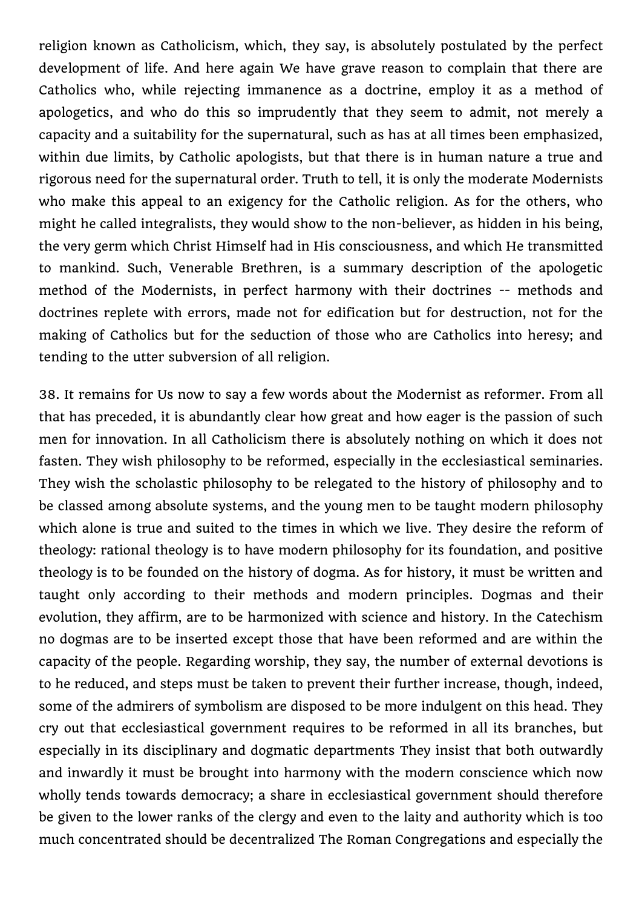religion known as Catholicism, which, they say, is absolutely postulated by the perfect development of life. And here again We have grave reason to complain that there are Catholics who, while rejecting immanence as a doctrine, employ it as a method of apologetics, and who do this so imprudently that they seem to admit, not merely a capacity and a suitability for the supernatural, such as has at all times been emphasized, within due limits, by Catholic apologists, but that there is in human nature a true and rigorous need for the supernatural order. Truth to tell, it is only the moderate Modernists who make this appeal to an exigency for the Catholic religion. As for the others, who might he called integralists, they would show to the non-believer, as hidden in his being, the very germ which Christ Himself had in His consciousness, and which He transmitted to mankind. Such, Venerable Brethren, is a summary description of the apologetic method of the Modernists, in perfect harmony with their doctrines -- methods and doctrines replete with errors, made not for edification but for destruction, not for the making of Catholics but for the seduction of those who are Catholics into heresy; and tending to the utter subversion of all religion.

38. It remains for Us now to say a few words about the Modernist as reformer. From all that has preceded, it is abundantly clear how great and how eager is the passion of such men for innovation. In all Catholicism there is absolutely nothing on which it does not fasten. They wish philosophy to be reformed, especially in the ecclesiastical seminaries. They wish the scholastic philosophy to be relegated to the history of philosophy and to be classed among absolute systems, and the young men to be taught modern philosophy which alone is true and suited to the times in which we live. They desire the reform of theology: rational theology is to have modern philosophy for its foundation, and positive theology is to be founded on the history of dogma. As for history, it must be written and taught only according to their methods and modern principles. Dogmas and their evolution, they affirm, are to be harmonized with science and history. In the Catechism no dogmas are to be inserted except those that have been reformed and are within the capacity of the people. Regarding worship, they say, the number of external devotions is to he reduced, and steps must be taken to prevent their further increase, though, indeed, some of the admirers of symbolism are disposed to be more indulgent on this head. They cry out that ecclesiastical government requires to be reformed in all its branches, but especially in its disciplinary and dogmatic departments They insist that both outwardly and inwardly it must be brought into harmony with the modern conscience which now wholly tends towards democracy; a share in ecclesiastical government should therefore be given to the lower ranks of the clergy and even to the laity and authority which is too much concentrated should be decentralized The Roman Congregations and especially the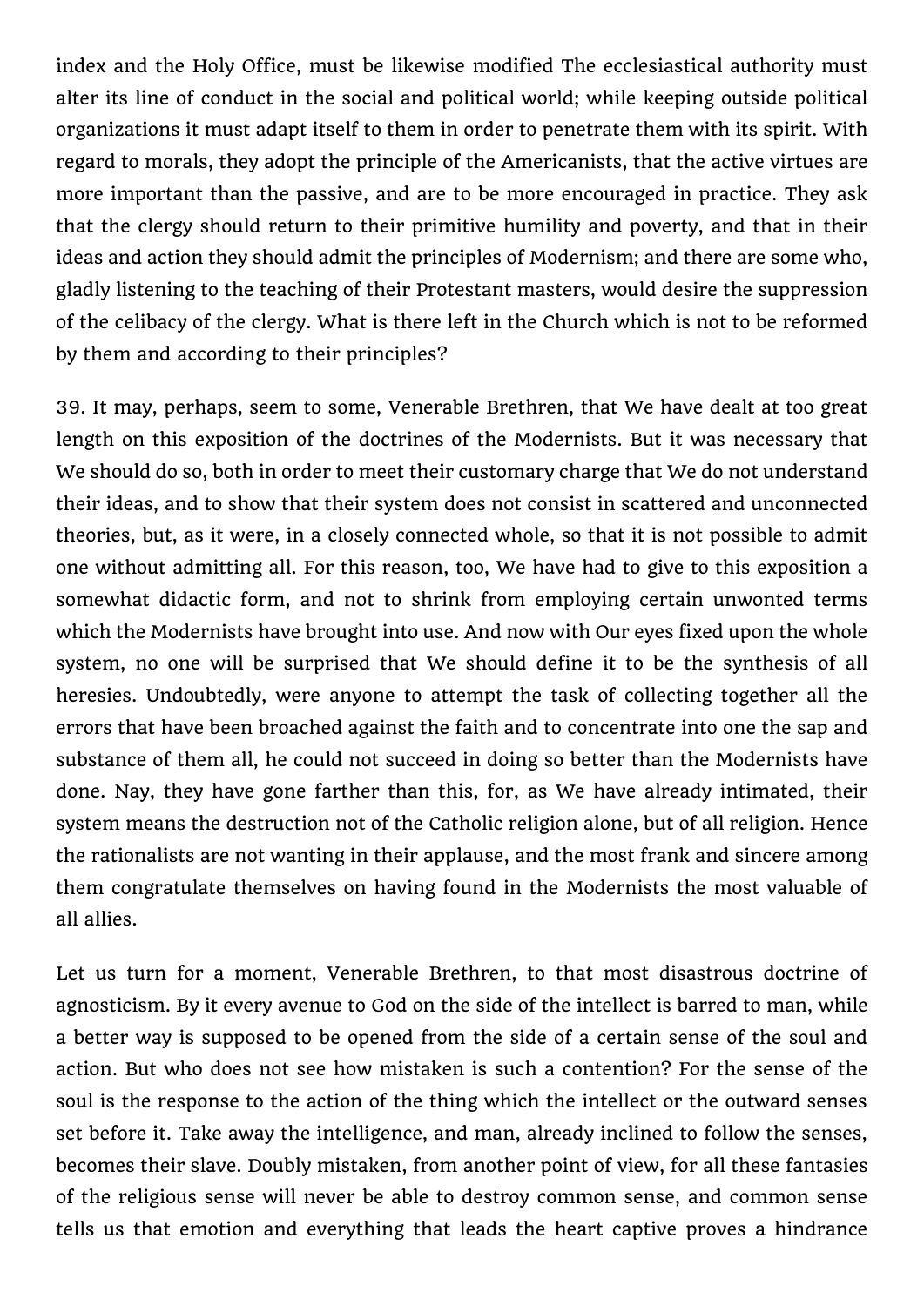index and the Holy Office, must be likewise modified The ecclesiastical authority must alter its line of conduct in the social and political world; while keeping outside political organizations it must adapt itself to them in order to penetrate them with its spirit. With regard to morals, they adopt the principle of the Americanists, that the active virtues are more important than the passive, and are to be more encouraged in practice. They ask that the clergy should return to their primitive humility and poverty, and that in their ideas and action they should admit the principles of Modernism; and there are some who, gladly listening to the teaching of their Protestant masters, would desire the suppression of the celibacy of the clergy. What is there left in the Church which is not to be reformed by them and according to their principles?

39. It may, perhaps, seem to some, Venerable Brethren, that We have dealt at too great length on this exposition of the doctrines of the Modernists. But it was necessary that We should do so, both in order to meet their customary charge that We do not understand their ideas, and to show that their system does not consist in scattered and unconnected theories, but, as it were, in a closely connected whole, so that it is not possible to admit one without admitting all. For this reason, too, We have had to give to this exposition a somewhat didactic form, and not to shrink from employing certain unwonted terms which the Modernists have brought into use. And now with Our eyes fixed upon the whole system, no one will be surprised that We should define it to be the synthesis of all heresies. Undoubtedly, were anyone to attempt the task of collecting together all the errors that have been broached against the faith and to concentrate into one the sap and substance of them all, he could not succeed in doing so better than the Modernists have done. Nay, they have gone farther than this, for, as We have already intimated, their system means the destruction not of the Catholic religion alone, but of all religion. Hence the rationalists are not wanting in their applause, and the most frank and sincere among them congratulate themselves on having found in the Modernists the most valuable of all allies.

Let us turn for a moment, Venerable Brethren, to that most disastrous doctrine of agnosticism. By it every avenue to God on the side of the intellect is barred to man, while a better way is supposed to be opened from the side of a certain sense of the soul and action. But who does not see how mistaken is such a contention? For the sense of the soul is the response to the action of the thing which the intellect or the outward senses set before it. Take away the intelligence, and man, already inclined to follow the senses, becomes their slave. Doubly mistaken, from another point of view, for all these fantasies of the religious sense will never be able to destroy common sense, and common sense tells us that emotion and everything that leads the heart captive proves a hindrance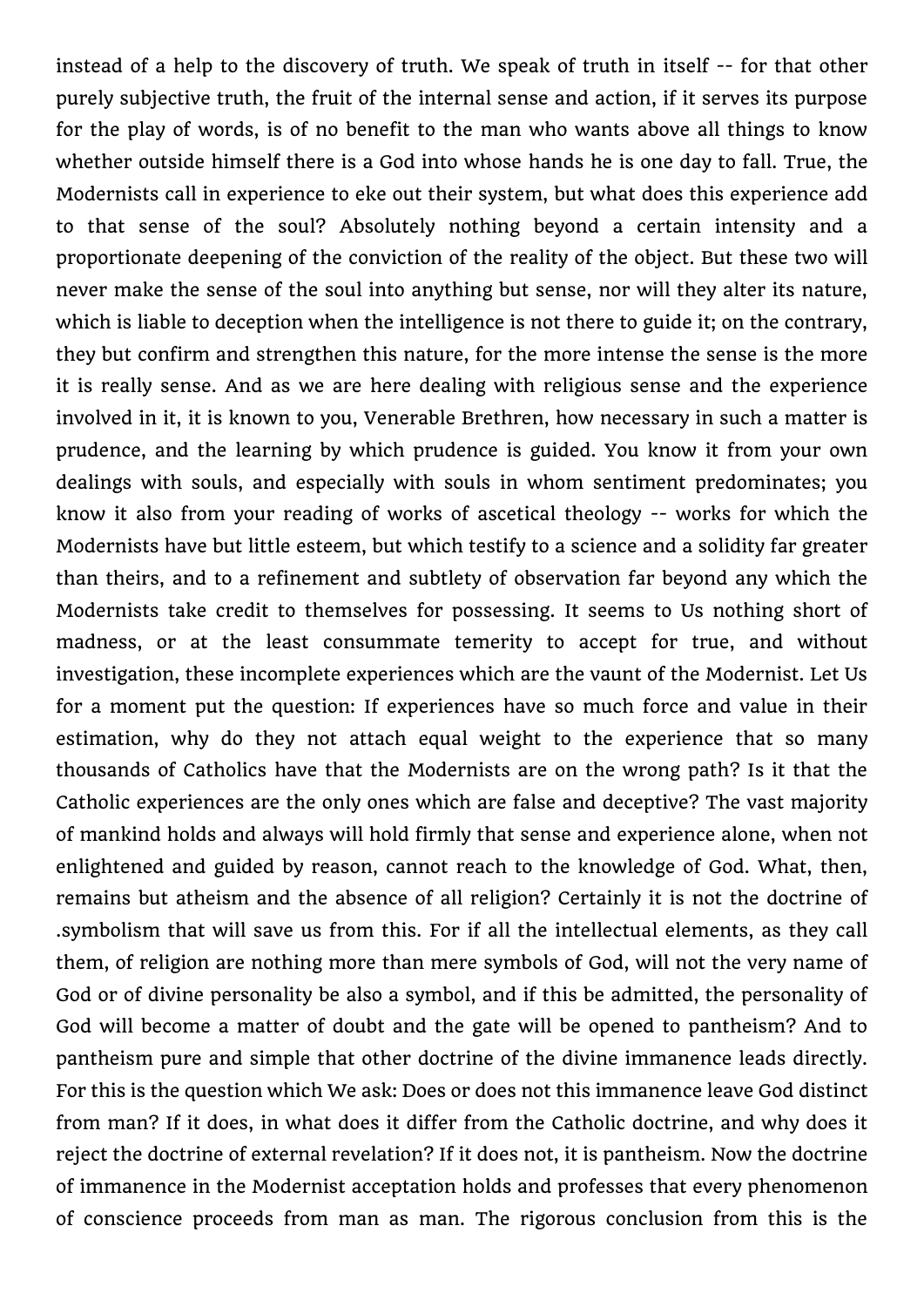instead of a help to the discovery of truth. We speak of truth in itself -- for that other purely subjective truth, the fruit of the internal sense and action, if it serves its purpose for the play of words, is of no benefit to the man who wants above all things to know whether outside himself there is a God into whose hands he is one day to fall. True, the Modernists call in experience to eke out their system, but what does this experience add to that sense of the soul? Absolutely nothing beyond a certain intensity and a proportionate deepening of the conviction of the reality of the object. But these two will never make the sense of the soul into anything but sense, nor will they alter its nature, which is liable to deception when the intelligence is not there to guide it; on the contrary, they but confirm and strengthen this nature, for the more intense the sense is the more it is really sense. And as we are here dealing with religious sense and the experience involved in it, it is known to you, Venerable Brethren, how necessary in such a matter is prudence, and the learning by which prudence is guided. You know it from your own dealings with souls, and especially with souls in whom sentiment predominates; you know it also from your reading of works of ascetical theology -- works for which the Modernists have but little esteem, but which testify to a science and a solidity far greater than theirs, and to a refinement and subtlety of observation far beyond any which the Modernists take credit to themselves for possessing. It seems to Us nothing short of madness, or at the least consummate temerity to accept for true, and without investigation, these incomplete experiences which are the vaunt of the Modernist. Let Us for a moment put the question: If experiences have so much force and value in their estimation, why do they not attach equal weight to the experience that so many thousands of Catholics have that the Modernists are on the wrong path? Is it that the Catholic experiences are the only ones which are false and deceptive? The vast majority of mankind holds and always will hold firmly that sense and experience alone, when not enlightened and guided by reason, cannot reach to the knowledge of God. What, then, remains but atheism and the absence of all religion? Certainly it is not the doctrine of .symbolism that will save us from this. For if all the intellectual elements, as they call them, of religion are nothing more than mere symbols of God, will not the very name of God or of divine personality be also a symbol, and if this be admitted, the personality of God will become a matter of doubt and the gate will be opened to pantheism? And to pantheism pure and simple that other doctrine of the divine immanence leads directly. For this is the question which We ask: Does or does not this immanence leave God distinct from man? If it does, in what does it differ from the Catholic doctrine, and why does it reject the doctrine of external revelation? If it does not, it is pantheism. Now the doctrine of immanence in the Modernist acceptation holds and professes that every phenomenon of conscience proceeds from man as man. The rigorous conclusion from this is the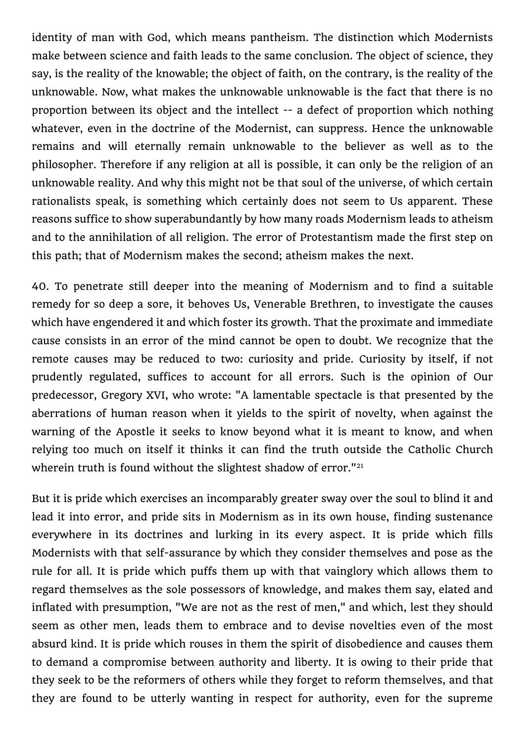identity of man with God, which means pantheism. The distinction which Modernists make between science and faith leads to the same conclusion. The object of science, they say, is the reality of the knowable; the object of faith, on the contrary, is the reality of the unknowable. Now, what makes the unknowable unknowable is the fact that there is no proportion between its object and the intellect -- a defect of proportion which nothing whatever, even in the doctrine of the Modernist, can suppress. Hence the unknowable remains and will eternally remain unknowable to the believer as well as to the philosopher. Therefore if any religion at all is possible, it can only be the religion of an unknowable reality. And why this might not be that soul of the universe, of which certain rationalists speak, is something which certainly does not seem to Us apparent. These reasons suffice to show superabundantly by how many roads Modernism leads to atheism and to the annihilation of all religion. The error of Protestantism made the first step on this path; that of Modernism makes the second; atheism makes the next.

40. To penetrate still deeper into the meaning of Modernism and to find a suitable remedy for so deep a sore, it behoves Us, Venerable Brethren, to investigate the causes which have engendered it and which foster its growth. That the proximate and immediate cause consists in an error of the mind cannot be open to doubt. We recognize that the remote causes may be reduced to two: curiosity and pride. Curiosity by itself, if not prudently regulated, suffices to account for all errors. Such is the opinion of Our predecessor, Gregory XVI, who wrote: "A lamentable spectacle is that presented by the aberrations of human reason when it yields to the spirit of novelty, when against the warning of the Apostle it seeks to know beyond what it is meant to know, and when relying too much on itself it thinks it can find the truth outside the Catholic Church wherein truth is found without the slightest shadow of error."[21]

But it is pride which exercises an incomparably greater sway over the soul to blind it and lead it into error, and pride sits in Modernism as in its own house, finding sustenance everywhere in its doctrines and lurking in its every aspect. It is pride which fills Modernists with that self-assurance by which they consider themselves and pose as the rule for all. It is pride which puffs them up with that vainglory which allows them to regard themselves as the sole possessors of knowledge, and makes them say, elated and inflated with presumption, "We are not as the rest of men," and which, lest they should seem as other men, leads them to embrace and to devise novelties even of the most absurd kind. It is pride which rouses in them the spirit of disobedience and causes them to demand a compromise between authority and liberty. It is owing to their pride that they seek to be the reformers of others while they forget to reform themselves, and that they are found to be utterly wanting in respect for authority, even for the supreme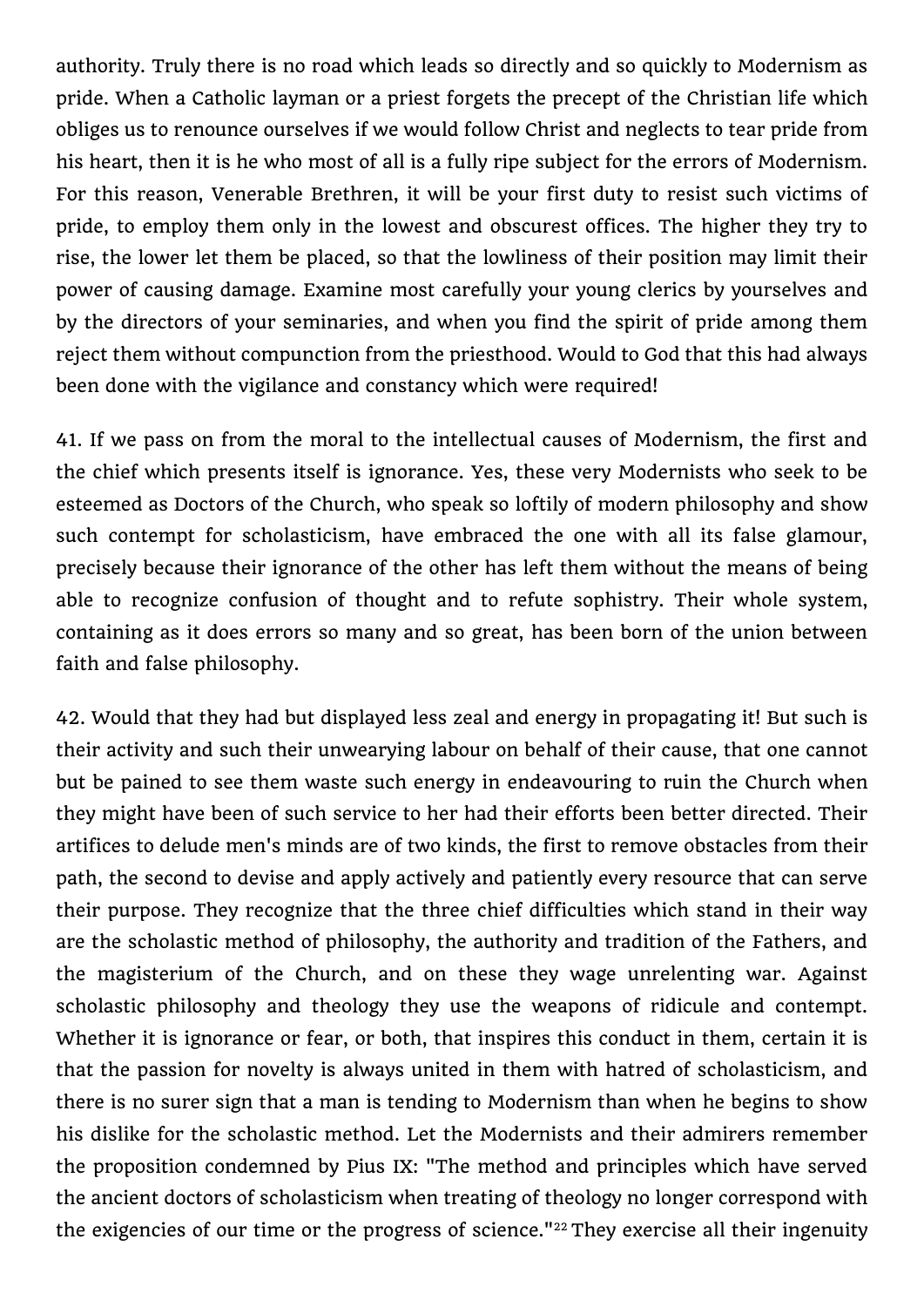authority. Truly there is no road which leads so directly and so quickly to Modernism as pride. When a Catholic layman or a priest forgets the precept of the Christian life which obliges us to renounce ourselves if we would follow Christ and neglects to tear pride from his heart, then it is he who most of all is a fully ripe subject for the errors of Modernism. For this reason, Venerable Brethren, it will be your first duty to resist such victims of pride, to employ them only in the lowest and obscurest offices. The higher they try to rise, the lower let them be placed, so that the lowliness of their position may limit their power of causing damage. Examine most carefully your young clerics by yourselves and by the directors of your seminaries, and when you find the spirit of pride among them reject them without compunction from the priesthood. Would to God that this had always been done with the vigilance and constancy which were required!

41. If we pass on from the moral to the intellectual causes of Modernism, the first and the chief which presents itself is ignorance. Yes, these very Modernists who seek to be esteemed as Doctors of the Church, who speak so loftily of modern philosophy and show such contempt for scholasticism, have embraced the one with all its false glamour, precisely because their ignorance of the other has left them without the means of being able to recognize confusion of thought and to refute sophistry. Their whole system, containing as it does errors so many and so great, has been born of the union between faith and false philosophy.

42. Would that they had but displayed less zeal and energy in propagating it! But such is their activity and such their unwearying labour on behalf of their cause, that one cannot but be pained to see them waste such energy in endeavouring to ruin the Church when they might have been of such service to her had their efforts been better directed. Their artifices to delude men's minds are of two kinds, the first to remove obstacles from their path, the second to devise and apply actively and patiently every resource that can serve their purpose. They recognize that the three chief difficulties which stand in their way are the scholastic method of philosophy, the authority and tradition of the Fathers, and the magisterium of the Church, and on these they wage unrelenting war. Against scholastic philosophy and theology they use the weapons of ridicule and contempt. Whether it is ignorance or fear, or both, that inspires this conduct in them, certain it is that the passion for novelty is always united in them with hatred of scholasticism, and there is no surer sign that a man is tending to Modernism than when he begins to show his dislike for the scholastic method. Let the Modernists and their admirers remember the proposition condemned by Pius IX: "The method and principles which have served the ancient doctors of scholasticism when treating of theology no longer correspond with the exigencies of our time or the progress of science."[22] They exercise all their ingenuity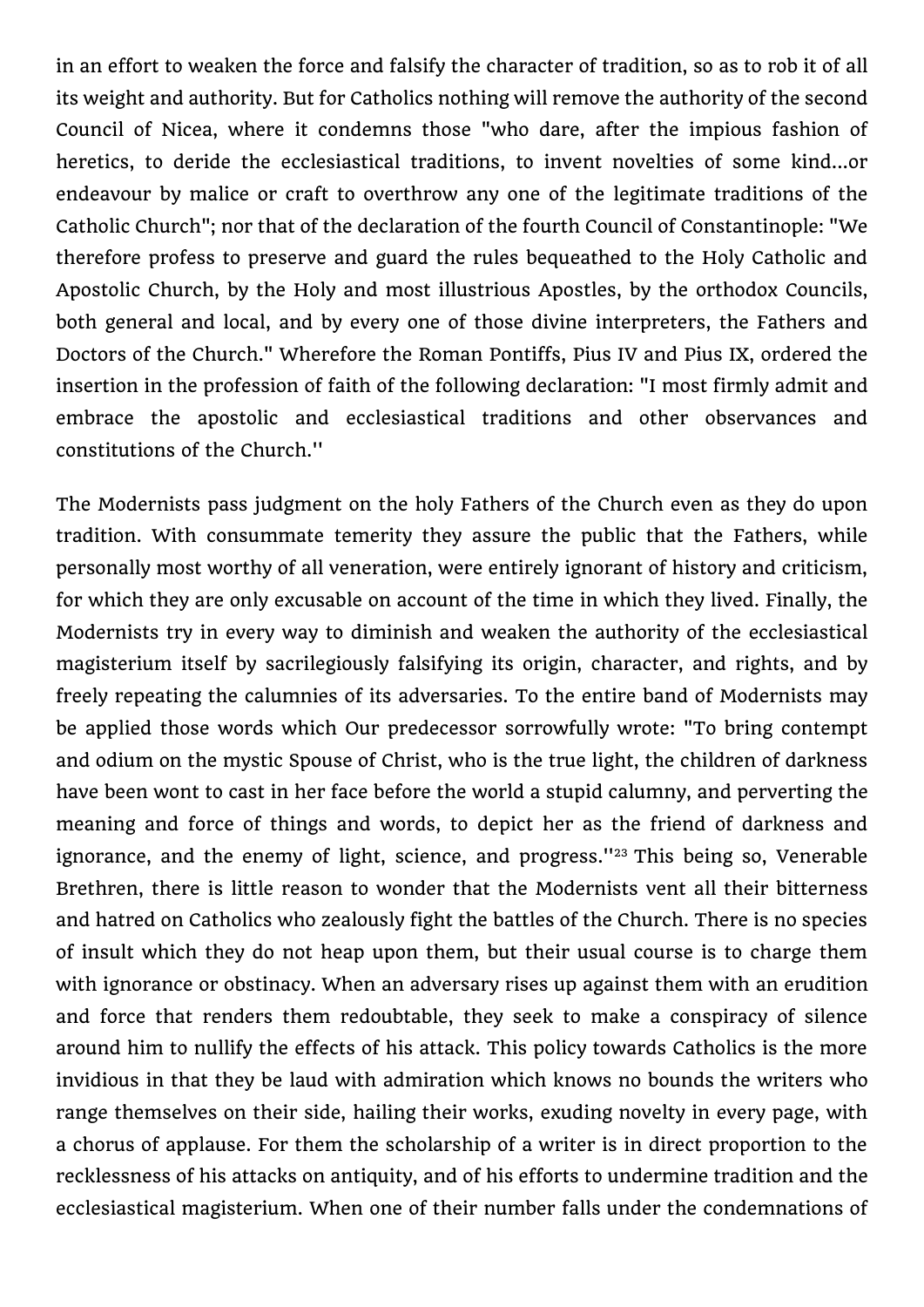in an effort to weaken the force and falsify the character of tradition, so as to rob it of all its weight and authority. But for Catholics nothing will remove the authority of the second Council of Nicea, where it condemns those "who dare, after the impious fashion of heretics, to deride the ecclesiastical traditions, to invent novelties of some kind...or endeavour by malice or craft to overthrow any one of the legitimate traditions of the Catholic Church"; nor that of the declaration of the fourth Council of Constantinople: "We therefore profess to preserve and guard the rules bequeathed to the Holy Catholic and Apostolic Church, by the Holy and most illustrious Apostles, by the orthodox Councils, both general and local, and by every one of those divine interpreters, the Fathers and Doctors of the Church." Wherefore the Roman Pontiffs, Pius IV and Pius IX, ordered the insertion in the profession of faith of the following declaration: "I most firmly admit and embrace the apostolic and ecclesiastical traditions and other observances and constitutions of the Church.''

The Modernists pass judgment on the holy Fathers of the Church even as they do upon tradition. With consummate temerity they assure the public that the Fathers, while personally most worthy of all veneration, were entirely ignorant of history and criticism, for which they are only excusable on account of the time in which they lived. Finally, the Modernists try in every way to diminish and weaken the authority of the ecclesiastical magisterium itself by sacrilegiously falsifying its origin, character, and rights, and by freely repeating the calumnies of its adversaries. To the entire band of Modernists may be applied those words which Our predecessor sorrowfully wrote: "To bring contempt and odium on the mystic Spouse of Christ, who is the true light, the children of darkness have been wont to cast in her face before the world a stupid calumny, and perverting the meaning and force of things and words, to depict her as the friend of darkness and ignorance, and the enemy of light, science, and progress.''[23] This being so, Venerable Brethren, there is little reason to wonder that the Modernists vent all their bitterness and hatred on Catholics who zealously fight the battles of the Church. There is no species of insult which they do not heap upon them, but their usual course is to charge them with ignorance or obstinacy. When an adversary rises up against them with an erudition and force that renders them redoubtable, they seek to make a conspiracy of silence around him to nullify the effects of his attack. This policy towards Catholics is the more invidious in that they be laud with admiration which knows no bounds the writers who range themselves on their side, hailing their works, exuding novelty in every page, with a chorus of applause. For them the scholarship of a writer is in direct proportion to the recklessness of his attacks on antiquity, and of his efforts to undermine tradition and the ecclesiastical magisterium. When one of their number falls under the condemnations of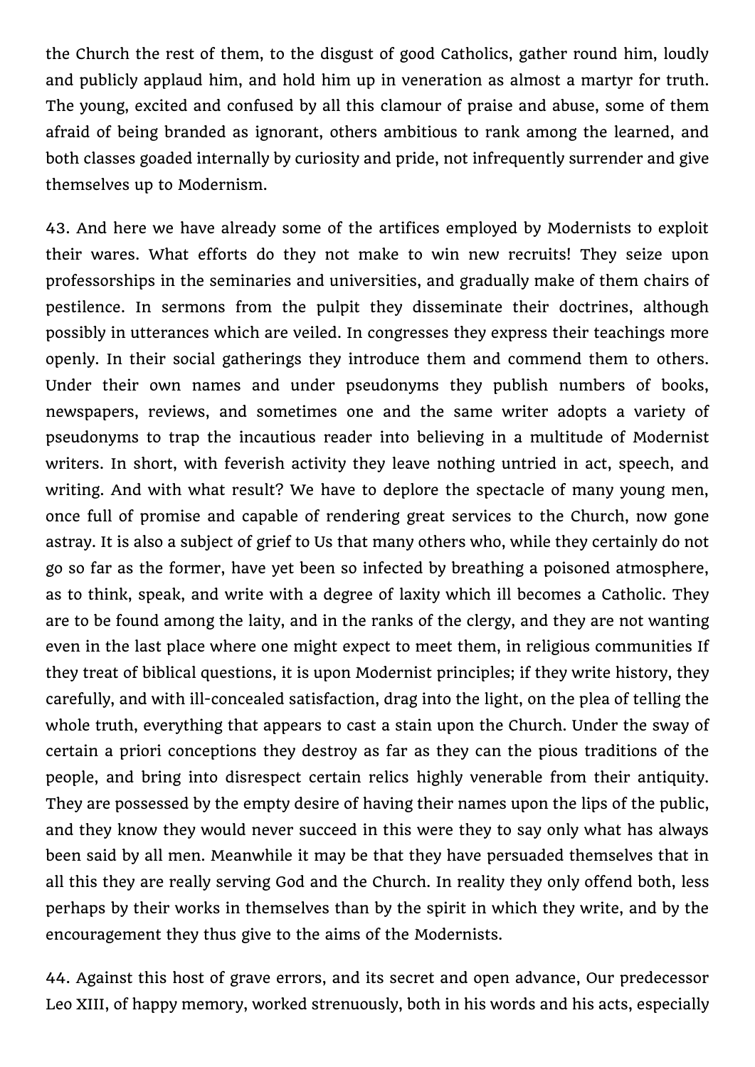the Church the rest of them, to the disgust of good Catholics, gather round him, loudly and publicly applaud him, and hold him up in veneration as almost a martyr for truth. The young, excited and confused by all this clamour of praise and abuse, some of them afraid of being branded as ignorant, others ambitious to rank among the learned, and both classes goaded internally by curiosity and pride, not infrequently surrender and give themselves up to Modernism.

43. And here we have already some of the artifices employed by Modernists to exploit their wares. What efforts do they not make to win new recruits! They seize upon professorships in the seminaries and universities, and gradually make of them chairs of pestilence. In sermons from the pulpit they disseminate their doctrines, although possibly in utterances which are veiled. In congresses they express their teachings more openly. In their social gatherings they introduce them and commend them to others. Under their own names and under pseudonyms they publish numbers of books, newspapers, reviews, and sometimes one and the same writer adopts a variety of pseudonyms to trap the incautious reader into believing in a multitude of Modernist writers. In short, with feverish activity they leave nothing untried in act, speech, and writing. And with what result? We have to deplore the spectacle of many young men, once full of promise and capable of rendering great services to the Church, now gone astray. It is also a subject of grief to Us that many others who, while they certainly do not go so far as the former, have yet been so infected by breathing a poisoned atmosphere, as to think, speak, and write with a degree of laxity which ill becomes a Catholic. They are to be found among the laity, and in the ranks of the clergy, and they are not wanting even in the last place where one might expect to meet them, in religious communities If they treat of biblical questions, it is upon Modernist principles; if they write history, they carefully, and with ill-concealed satisfaction, drag into the light, on the plea of telling the whole truth, everything that appears to cast a stain upon the Church. Under the sway of certain a priori conceptions they destroy as far as they can the pious traditions of the people, and bring into disrespect certain relics highly venerable from their antiquity. They are possessed by the empty desire of having their names upon the lips of the public, and they know they would never succeed in this were they to say only what has always been said by all men. Meanwhile it may be that they have persuaded themselves that in all this they are really serving God and the Church. In reality they only offend both, less perhaps by their works in themselves than by the spirit in which they write, and by the encouragement they thus give to the aims of the Modernists.

44. Against this host of grave errors, and its secret and open advance, Our predecessor Leo XIII, of happy memory, worked strenuously, both in his words and his acts, especially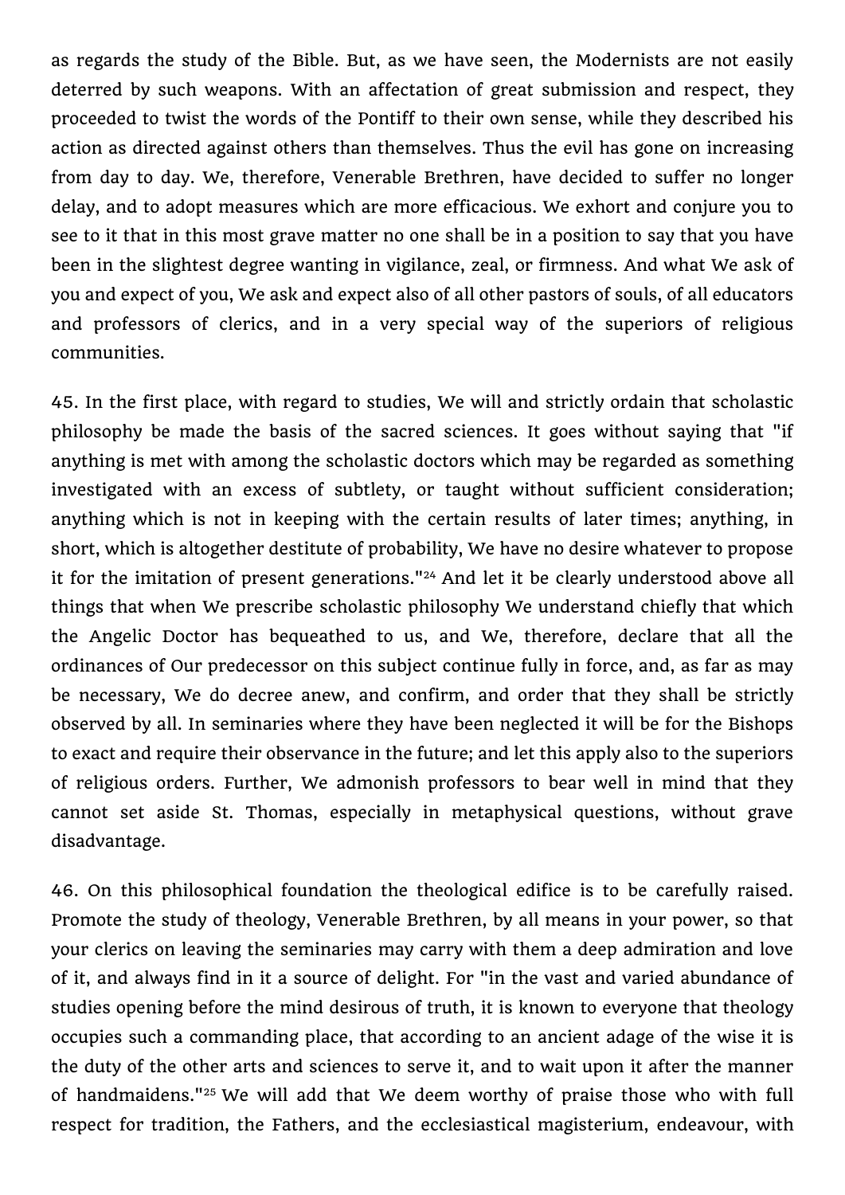as regards the study of the Bible. But, as we have seen, the Modernists are not easily deterred by such weapons. With an affectation of great submission and respect, they proceeded to twist the words of the Pontiff to their own sense, while they described his action as directed against others than themselves. Thus the evil has gone on increasing from day to day. We, therefore, Venerable Brethren, have decided to suffer no longer delay, and to adopt measures which are more efficacious. We exhort and conjure you to see to it that in this most grave matter no one shall be in a position to say that you have been in the slightest degree wanting in vigilance, zeal, or firmness. And what We ask of you and expect of you, We ask and expect also of all other pastors of souls, of all educators and professors of clerics, and in a very special way of the superiors of religious communities.

45. In the first place, with regard to studies, We will and strictly ordain that scholastic philosophy be made the basis of the sacred sciences. It goes without saying that "if anything is met with among the scholastic doctors which may be regarded as something investigated with an excess of subtlety, or taught without sufficient consideration; anything which is not in keeping with the certain results of later times; anything, in short, which is altogether destitute of probability, We have no desire whatever to propose it for the imitation of present generations."[24] And let it be clearly understood above all things that when We prescribe scholastic philosophy We understand chiefly that which the Angelic Doctor has bequeathed to us, and We, therefore, declare that all the ordinances of Our predecessor on this subject continue fully in force, and, as far as may be necessary, We do decree anew, and confirm, and order that they shall be strictly observed by all. In seminaries where they have been neglected it will be for the Bishops to exact and require their observance in the future; and let this apply also to the superiors of religious orders. Further, We admonish professors to bear well in mind that they cannot set aside St. Thomas, especially in metaphysical questions, without grave disadvantage.

46. On this philosophical foundation the theological edifice is to be carefully raised. Promote the study of theology, Venerable Brethren, by all means in your power, so that your clerics on leaving the seminaries may carry with them a deep admiration and love of it, and always find in it a source of delight. For "in the vast and varied abundance of studies opening before the mind desirous of truth, it is known to everyone that theology occupies such a commanding place, that according to an ancient adage of the wise it is the duty of the other arts and sciences to serve it, and to wait upon it after the manner of handmaidens."[25] We will add that We deem worthy of praise those who with full respect for tradition, the Fathers, and the ecclesiastical magisterium, endeavour, with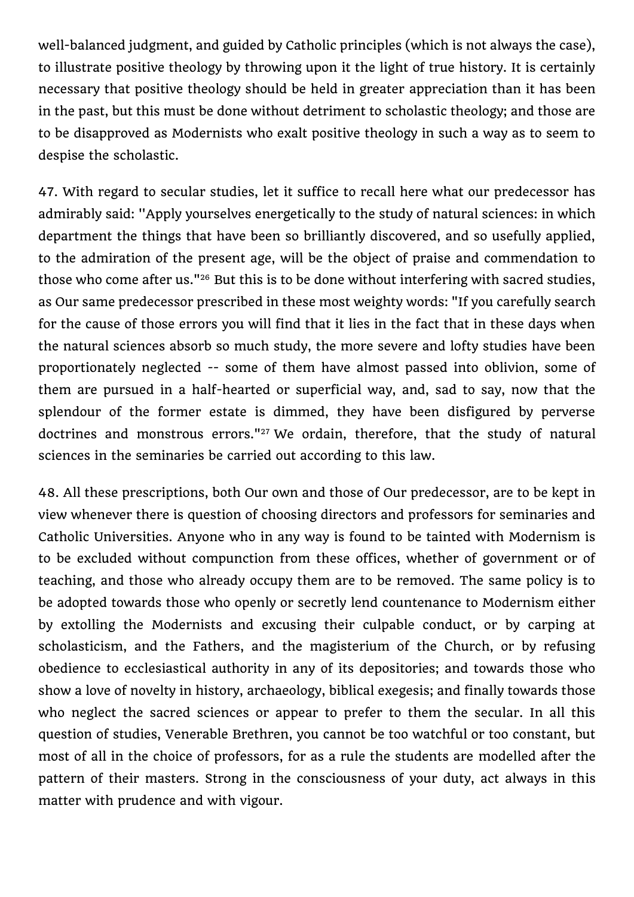well-balanced judgment, and guided by Catholic principles (which is not always the case), to illustrate positive theology by throwing upon it the light of true history. It is certainly necessary that positive theology should be held in greater appreciation than it has been in the past, but this must be done without detriment to scholastic theology; and those are to be disapproved as Modernists who exalt positive theology in such a way as to seem to despise the scholastic.

47. With regard to secular studies, let it suffice to recall here what our predecessor has admirably said: ''Apply yourselves energetically to the study of natural sciences: in which department the things that have been so brilliantly discovered, and so usefully applied, to the admiration of the present age, will be the object of praise and commendation to those who come after us."[26] But this is to be done without interfering with sacred studies, as Our same predecessor prescribed in these most weighty words: "If you carefully search for the cause of those errors you will find that it lies in the fact that in these days when the natural sciences absorb so much study, the more severe and lofty studies have been proportionately neglected -- some of them have almost passed into oblivion, some of them are pursued in a half-hearted or superficial way, and, sad to say, now that the splendour of the former estate is dimmed, they have been disfigured by perverse doctrines and monstrous errors."[27] We ordain, therefore, that the study of natural sciences in the seminaries be carried out according to this law.

48. All these prescriptions, both Our own and those of Our predecessor, are to be kept in view whenever there is question of choosing directors and professors for seminaries and Catholic Universities. Anyone who in any way is found to be tainted with Modernism is to be excluded without compunction from these offices, whether of government or of teaching, and those who already occupy them are to be removed. The same policy is to be adopted towards those who openly or secretly lend countenance to Modernism either by extolling the Modernists and excusing their culpable conduct, or by carping at scholasticism, and the Fathers, and the magisterium of the Church, or by refusing obedience to ecclesiastical authority in any of its depositories; and towards those who show a love of novelty in history, archaeology, biblical exegesis; and finally towards those who neglect the sacred sciences or appear to prefer to them the secular. In all this question of studies, Venerable Brethren, you cannot be too watchful or too constant, but most of all in the choice of professors, for as a rule the students are modelled after the pattern of their masters. Strong in the consciousness of your duty, act always in this matter with prudence and with vigour.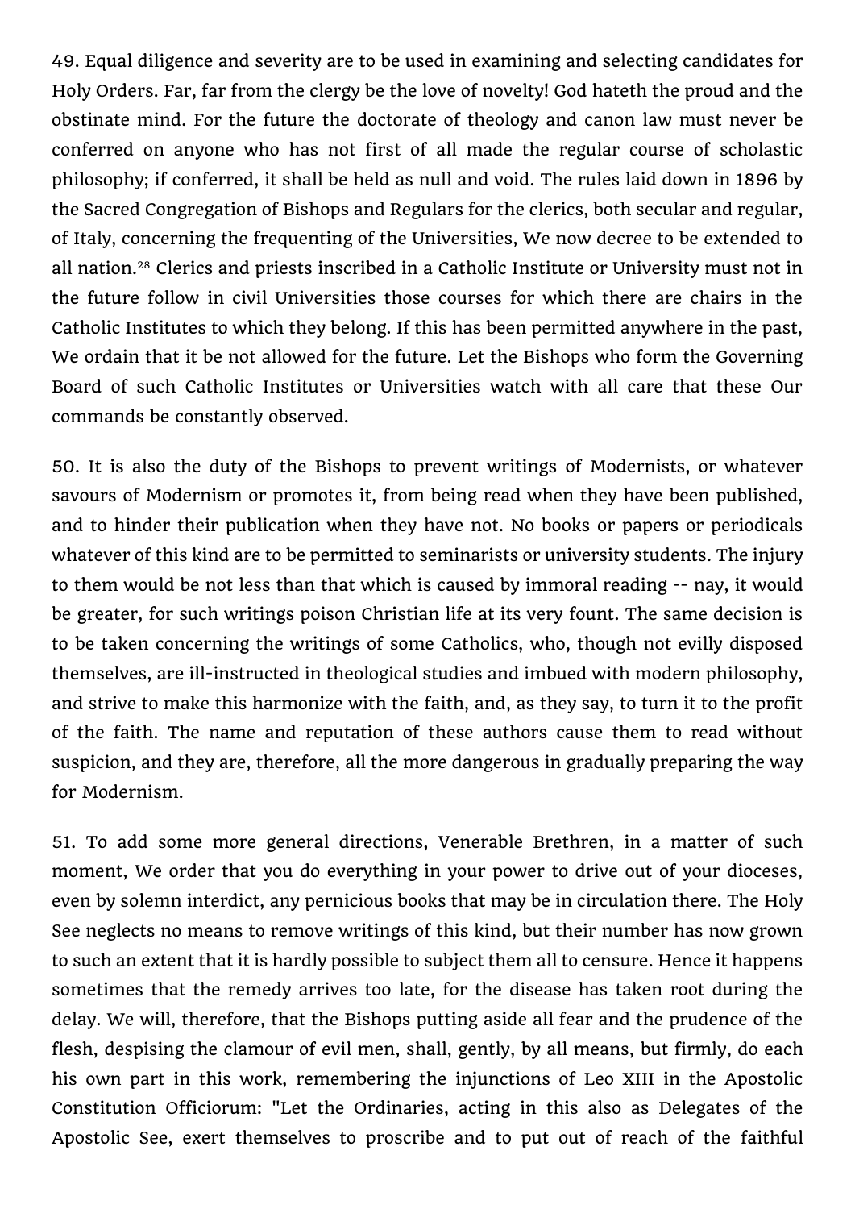49. Equal diligence and severity are to be used in examining and selecting candidates for Holy Orders. Far, far from the clergy be the love of novelty! God hateth the proud and the obstinate mind. For the future the doctorate of theology and canon law must never be conferred on anyone who has not first of all made the regular course of scholastic philosophy; if conferred, it shall be held as null and void. The rules laid down in 1896 by the Sacred Congregation of Bishops and Regulars for the clerics, both secular and regular, of Italy, concerning the frequenting of the Universities, We now decree to be extended to all nation.[28] Clerics and priests inscribed in a Catholic Institute or University must not in the future follow in civil Universities those courses for which there are chairs in the Catholic Institutes to which they belong. If this has been permitted anywhere in the past, We ordain that it be not allowed for the future. Let the Bishops who form the Governing Board of such Catholic Institutes or Universities watch with all care that these Our commands be constantly observed.

50. It is also the duty of the Bishops to prevent writings of Modernists, or whatever savours of Modernism or promotes it, from being read when they have been published, and to hinder their publication when they have not. No books or papers or periodicals whatever of this kind are to be permitted to seminarists or university students. The injury to them would be not less than that which is caused by immoral reading -- nay, it would be greater, for such writings poison Christian life at its very fount. The same decision is to be taken concerning the writings of some Catholics, who, though not evilly disposed themselves, are ill-instructed in theological studies and imbued with modern philosophy, and strive to make this harmonize with the faith, and, as they say, to turn it to the profit of the faith. The name and reputation of these authors cause them to read without suspicion, and they are, therefore, all the more dangerous in gradually preparing the way for Modernism.

51. To add some more general directions, Venerable Brethren, in a matter of such moment, We order that you do everything in your power to drive out of your dioceses, even by solemn interdict, any pernicious books that may be in circulation there. The Holy See neglects no means to remove writings of this kind, but their number has now grown to such an extent that it is hardly possible to subject them all to censure. Hence it happens sometimes that the remedy arrives too late, for the disease has taken root during the delay. We will, therefore, that the Bishops putting aside all fear and the prudence of the flesh, despising the clamour of evil men, shall, gently, by all means, but firmly, do each his own part in this work, remembering the injunctions of Leo XIII in the Apostolic Constitution Officiorum: "Let the Ordinaries, acting in this also as Delegates of the Apostolic See, exert themselves to proscribe and to put out of reach of the faithful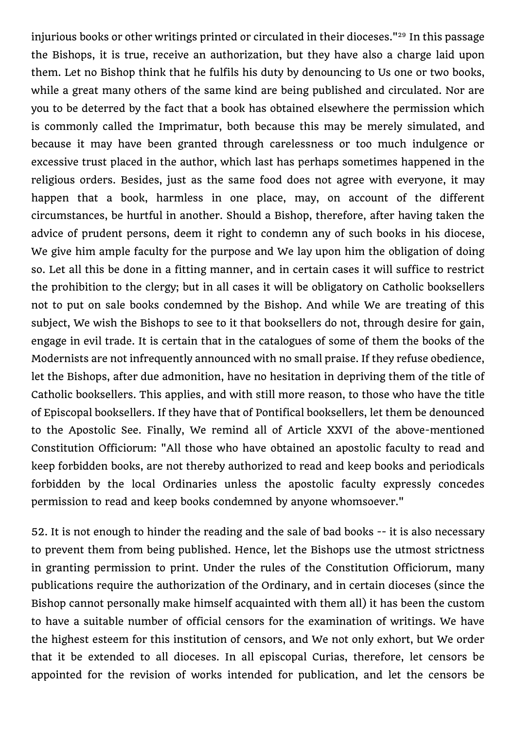injurious books or other writings printed or circulated in their dioceses."[29] In this passage the Bishops, it is true, receive an authorization, but they have also a charge laid upon them. Let no Bishop think that he fulfils his duty by denouncing to Us one or two books, while a great many others of the same kind are being published and circulated. Nor are you to be deterred by the fact that a book has obtained elsewhere the permission which is commonly called the Imprimatur, both because this may be merely simulated, and because it may have been granted through carelessness or too much indulgence or excessive trust placed in the author, which last has perhaps sometimes happened in the religious orders. Besides, just as the same food does not agree with everyone, it may happen that a book, harmless in one place, may, on account of the different circumstances, be hurtful in another. Should a Bishop, therefore, after having taken the advice of prudent persons, deem it right to condemn any of such books in his diocese, We give him ample faculty for the purpose and We lay upon him the obligation of doing so. Let all this be done in a fitting manner, and in certain cases it will suffice to restrict the prohibition to the clergy; but in all cases it will be obligatory on Catholic booksellers not to put on sale books condemned by the Bishop. And while We are treating of this subject, We wish the Bishops to see to it that booksellers do not, through desire for gain, engage in evil trade. It is certain that in the catalogues of some of them the books of the Modernists are not infrequently announced with no small praise. If they refuse obedience, let the Bishops, after due admonition, have no hesitation in depriving them of the title of Catholic booksellers. This applies, and with still more reason, to those who have the title of Episcopal booksellers. If they have that of Pontifical booksellers, let them be denounced to the Apostolic See. Finally, We remind all of Article XXVI of the above-mentioned Constitution Officiorum: "All those who have obtained an apostolic faculty to read and keep forbidden books, are not thereby authorized to read and keep books and periodicals forbidden by the local Ordinaries unless the apostolic faculty expressly concedes permission to read and keep books condemned by anyone whomsoever."

52. It is not enough to hinder the reading and the sale of bad books -- it is also necessary to prevent them from being published. Hence, let the Bishops use the utmost strictness in granting permission to print. Under the rules of the Constitution Officiorum, many publications require the authorization of the Ordinary, and in certain dioceses (since the Bishop cannot personally make himself acquainted with them all) it has been the custom to have a suitable number of official censors for the examination of writings. We have the highest esteem for this institution of censors, and We not only exhort, but We order that it be extended to all dioceses. In all episcopal Curias, therefore, let censors be appointed for the revision of works intended for publication, and let the censors be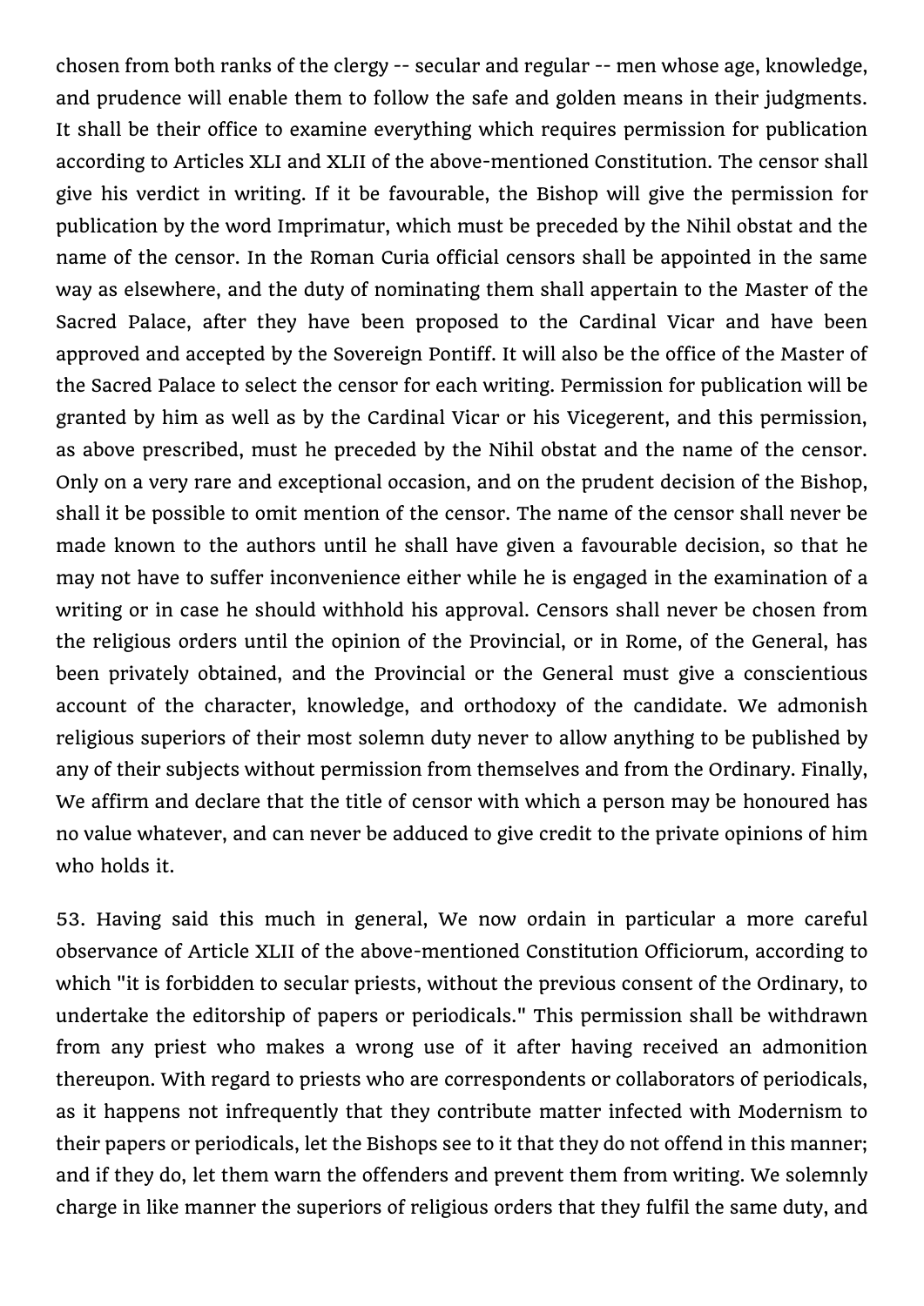chosen from both ranks of the clergy -- secular and regular -- men whose age, knowledge, and prudence will enable them to follow the safe and golden means in their judgments. It shall be their office to examine everything which requires permission for publication according to Articles XLI and XLII of the above-mentioned Constitution. The censor shall give his verdict in writing. If it be favourable, the Bishop will give the permission for publication by the word Imprimatur, which must be preceded by the Nihil obstat and the name of the censor. In the Roman Curia official censors shall be appointed in the same way as elsewhere, and the duty of nominating them shall appertain to the Master of the Sacred Palace, after they have been proposed to the Cardinal Vicar and have been approved and accepted by the Sovereign Pontiff. It will also be the office of the Master of the Sacred Palace to select the censor for each writing. Permission for publication will be granted by him as well as by the Cardinal Vicar or his Vicegerent, and this permission, as above prescribed, must he preceded by the Nihil obstat and the name of the censor. Only on a very rare and exceptional occasion, and on the prudent decision of the Bishop, shall it be possible to omit mention of the censor. The name of the censor shall never be made known to the authors until he shall have given a favourable decision, so that he may not have to suffer inconvenience either while he is engaged in the examination of a writing or in case he should withhold his approval. Censors shall never be chosen from the religious orders until the opinion of the Provincial, or in Rome, of the General, has been privately obtained, and the Provincial or the General must give a conscientious account of the character, knowledge, and orthodoxy of the candidate. We admonish religious superiors of their most solemn duty never to allow anything to be published by any of their subjects without permission from themselves and from the Ordinary. Finally, We affirm and declare that the title of censor with which a person may be honoured has no value whatever, and can never be adduced to give credit to the private opinions of him who holds it.

53. Having said this much in general, We now ordain in particular a more careful observance of Article XLII of the above-mentioned Constitution Officiorum, according to which "it is forbidden to secular priests, without the previous consent of the Ordinary, to undertake the editorship of papers or periodicals." This permission shall be withdrawn from any priest who makes a wrong use of it after having received an admonition thereupon. With regard to priests who are correspondents or collaborators of periodicals, as it happens not infrequently that they contribute matter infected with Modernism to their papers or periodicals, let the Bishops see to it that they do not offend in this manner; and if they do, let them warn the offenders and prevent them from writing. We solemnly charge in like manner the superiors of religious orders that they fulfil the same duty, and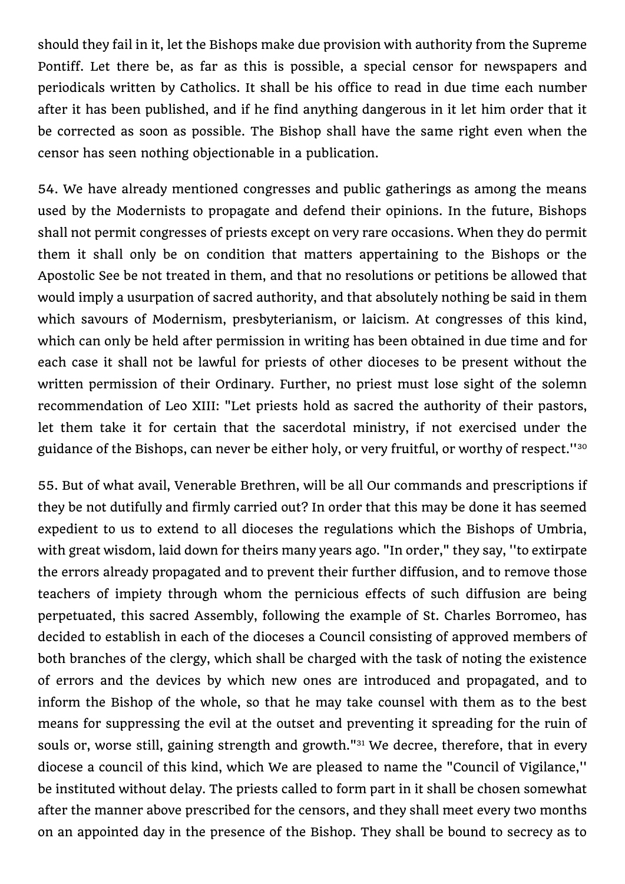should they fail in it, let the Bishops make due provision with authority from the Supreme Pontiff. Let there be, as far as this is possible, a special censor for newspapers and periodicals written by Catholics. It shall be his office to read in due time each number after it has been published, and if he find anything dangerous in it let him order that it be corrected as soon as possible. The Bishop shall have the same right even when the censor has seen nothing objectionable in a publication.

54. We have already mentioned congresses and public gatherings as among the means used by the Modernists to propagate and defend their opinions. In the future, Bishops shall not permit congresses of priests except on very rare occasions. When they do permit them it shall only be on condition that matters appertaining to the Bishops or the Apostolic See be not treated in them, and that no resolutions or petitions be allowed that would imply a usurpation of sacred authority, and that absolutely nothing be said in them which savours of Modernism, presbyterianism, or laicism. At congresses of this kind, which can only be held after permission in writing has been obtained in due time and for each case it shall not be lawful for priests of other dioceses to be present without the written permission of their Ordinary. Further, no priest must lose sight of the solemn recommendation of Leo XIII: "Let priests hold as sacred the authority of their pastors, let them take it for certain that the sacerdotal ministry, if not exercised under the guidance of the Bishops, can never be either holy, or very fruitful, or worthy of respect."[30]

55. But of what avail, Venerable Brethren, will be all Our commands and prescriptions if they be not dutifully and firmly carried out? In order that this may be done it has seemed expedient to us to extend to all dioceses the regulations which the Bishops of Umbria, with great wisdom, laid down for theirs many years ago. "In order," they say, "to extirpate the errors already propagated and to prevent their further diffusion, and to remove those teachers of impiety through whom the pernicious effects of such diffusion are being perpetuated, this sacred Assembly, following the example of St. Charles Borromeo, has decided to establish in each of the dioceses a Council consisting of approved members of both branches of the clergy, which shall be charged with the task of noting the existence of errors and the devices by which new ones are introduced and propagated, and to inform the Bishop of the whole, so that he may take counsel with them as to the best means for suppressing the evil at the outset and preventing it spreading for the ruin of souls or, worse still, gaining strength and growth."[31] We decree, therefore, that in every diocese a council of this kind, which We are pleased to name the "Council of Vigilance," be instituted without delay. The priests called to form part in it shall be chosen somewhat after the manner above prescribed for the censors, and they shall meet every two months on an appointed day in the presence of the Bishop. They shall be bound to secrecy as to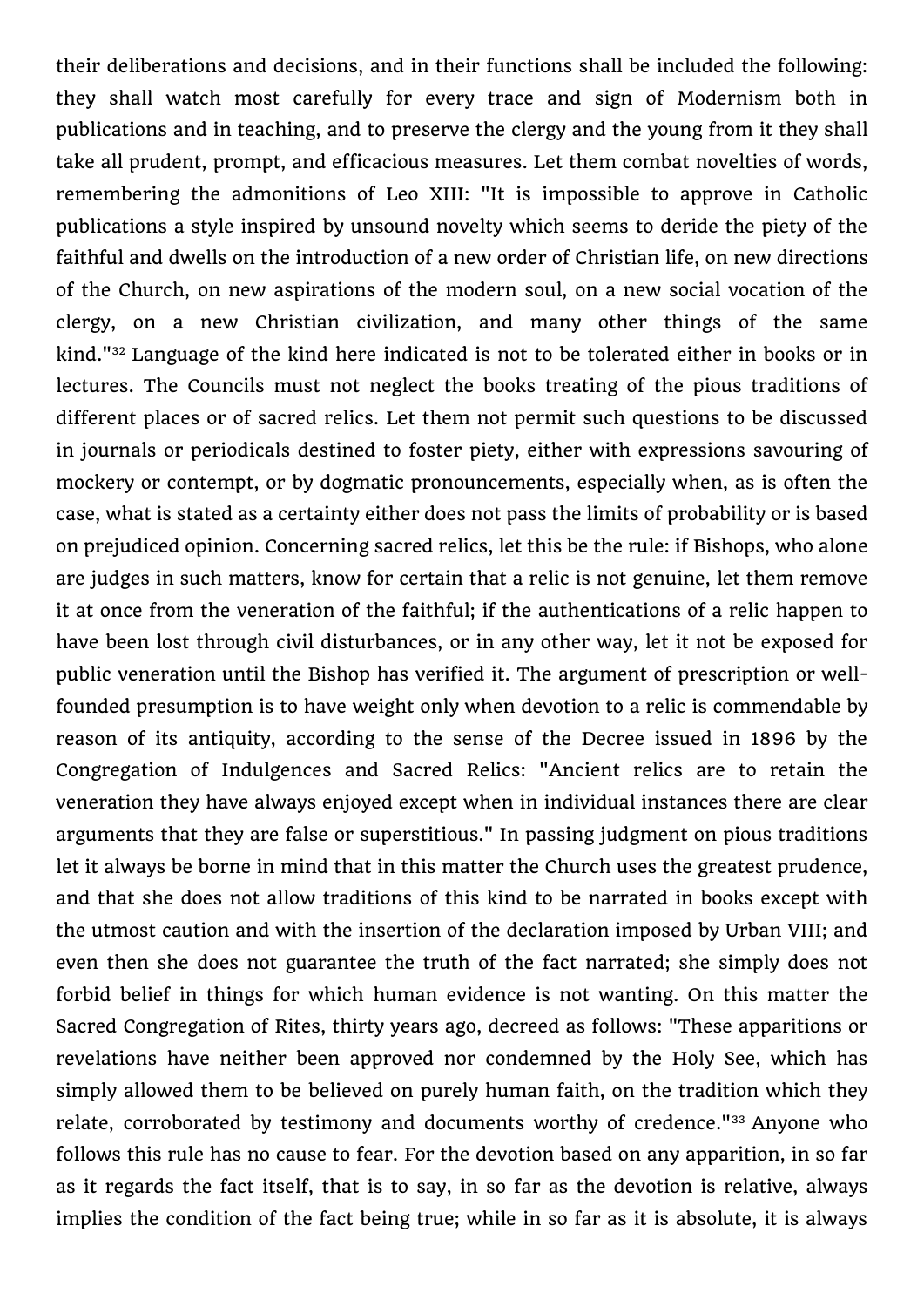their deliberations and decisions, and in their functions shall be included the following: they shall watch most carefully for every trace and sign of Modernism both in publications and in teaching, and to preserve the clergy and the young from it they shall take all prudent, prompt, and efficacious measures. Let them combat novelties of words, remembering the admonitions of Leo XIII: "It is impossible to approve in Catholic publications a style inspired by unsound novelty which seems to deride the piety of the faithful and dwells on the introduction of a new order of Christian life, on new directions of the Church, on new aspirations of the modern soul, on a new social vocation of the clergy, on a new Christian civilization, and many other things of the same kind."[32] Language of the kind here indicated is not to be tolerated either in books or in lectures. The Councils must not neglect the books treating of the pious traditions of different places or of sacred relics. Let them not permit such questions to be discussed in journals or periodicals destined to foster piety, either with expressions savouring of mockery or contempt, or by dogmatic pronouncements, especially when, as is often the case, what is stated as a certainty either does not pass the limits of probability or is based on prejudiced opinion. Concerning sacred relics, let this be the rule: if Bishops, who alone are judges in such matters, know for certain that a relic is not genuine, let them remove it at once from the veneration of the faithful; if the authentications of a relic happen to have been lost through civil disturbances, or in any other way, let it not be exposed for public veneration until the Bishop has verified it. The argument of prescription or well-founded presumption is to have weight only when devotion to a relic is commendable by reason of its antiquity, according to the sense of the Decree issued in 1896 by the Congregation of Indulgences and Sacred Relics: "Ancient relics are to retain the veneration they have always enjoyed except when in individual instances there are clear arguments that they are false or superstitious." In passing judgment on pious traditions let it always be borne in mind that in this matter the Church uses the greatest prudence, and that she does not allow traditions of this kind to be narrated in books except with the utmost caution and with the insertion of the declaration imposed by Urban VIII; and even then she does not guarantee the truth of the fact narrated; she simply does not forbid belief in things for which human evidence is not wanting. On this matter the Sacred Congregation of Rites, thirty years ago, decreed as follows: "These apparitions or revelations have neither been approved nor condemned by the Holy See, which has simply allowed them to be believed on purely human faith, on the tradition which they relate, corroborated by testimony and documents worthy of credence."[33] Anyone who follows this rule has no cause to fear. For the devotion based on any apparition, in so far as it regards the fact itself, that is to say, in so far as the devotion is relative, always implies the condition of the fact being true; while in so far as it is absolute, it is always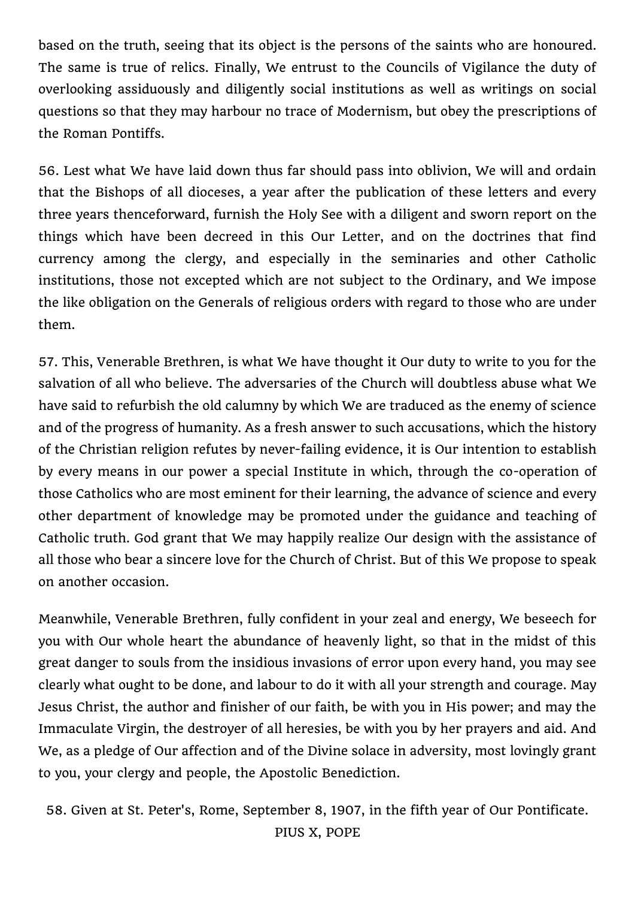based on the truth, seeing that its object is the persons of the saints who are honoured. The same is true of relics. Finally, We entrust to the Councils of Vigilance the duty of overlooking assiduously and diligently social institutions as well as writings on social questions so that they may harbour no trace of Modernism, but obey the prescriptions of the Roman Pontiffs.

56. Lest what We have laid down thus far should pass into oblivion, We will and ordain that the Bishops of all dioceses, a year after the publication of these letters and every three years thenceforward, furnish the Holy See with a diligent and sworn report on the things which have been decreed in this Our Letter, and on the doctrines that find currency among the clergy, and especially in the seminaries and other Catholic institutions, those not excepted which are not subject to the Ordinary, and We impose the like obligation on the Generals of religious orders with regard to those who are under them.

57. This, Venerable Brethren, is what We have thought it Our duty to write to you for the salvation of all who believe. The adversaries of the Church will doubtless abuse what We have said to refurbish the old calumny by which We are traduced as the enemy of science and of the progress of humanity. As a fresh answer to such accusations, which the history of the Christian religion refutes by never-failing evidence, it is Our intention to establish by every means in our power a special Institute in which, through the co-operation of those Catholics who are most eminent for their learning, the advance of science and every other department of knowledge may be promoted under the guidance and teaching of Catholic truth. God grant that We may happily realize Our design with the assistance of all those who bear a sincere love for the Church of Christ. But of this We propose to speak on another occasion.

Meanwhile, Venerable Brethren, fully confident in your zeal and energy, We beseech for you with Our whole heart the abundance of heavenly light, so that in the midst of this great danger to souls from the insidious invasions of error upon every hand, you may see clearly what ought to be done, and labour to do it with all your strength and courage. May Jesus Christ, the author and finisher of our faith, be with you in His power; and may the Immaculate Virgin, the destroyer of all heresies, be with you by her prayers and aid. And We, as a pledge of Our affection and of the Divine solace in adversity, most lovingly grant to you, your clergy and people, the Apostolic Benediction.

58. Given at St. Peter's, Rome, September 8, 1907, in the fifth year of Our Pontificate.

PIUS X, POPE